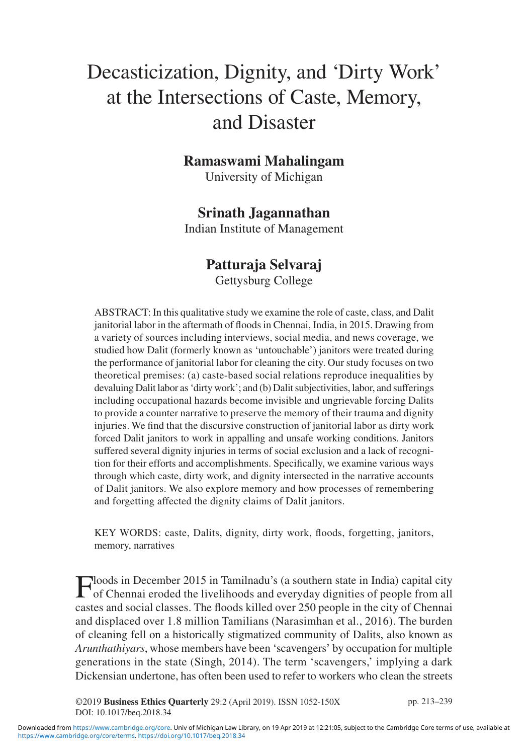# Decasticization, Dignity, and 'Dirty Work' at the Intersections of Caste, Memory, and Disaster

**Ramaswami Mahalingam**
University of Michigan

**Srinath Jagannathan**
Indian Institute of Management

**Patturaja Selvaraj**
Gettysburg College

ABSTRACT: In this qualitative study we examine the role of caste, class, and Dalit janitorial labor in the aftermath of floods in Chennai, India, in 2015. Drawing from a variety of sources including interviews, social media, and news coverage, we studied how Dalit (formerly known as 'untouchable') janitors were treated during the performance of janitorial labor for cleaning the city. Our study focuses on two theoretical premises: (a) caste-based social relations reproduce inequalities by devaluing Dalit labor as 'dirty work'; and (b) Dalit subjectivities, labor, and sufferings including occupational hazards become invisible and ungrievable forcing Dalits to provide a counter narrative to preserve the memory of their trauma and dignity injuries. We find that the discursive construction of janitorial labor as dirty work forced Dalit janitors to work in appalling and unsafe working conditions. Janitors suffered several dignity injuries in terms of social exclusion and a lack of recognition for their efforts and accomplishments. Specifically, we examine various ways through which caste, dirty work, and dignity intersected in the narrative accounts of Dalit janitors. We also explore memory and how processes of remembering and forgetting affected the dignity claims of Dalit janitors.

KEY WORDS: caste, Dalits, dignity, dirty work, floods, forgetting, janitors, memory, narratives

Floods in December 2015 in Tamilnadu's (a southern state in India) capital city of Chennai eroded the livelihoods and everyday dignities of people from all castes and social classes. The floods killed over 250 people in the city of Chennai and displaced over 1.8 million Tamilians (Narasimhan et al., 2016). The burden of cleaning fell on a historically stigmatized community of Dalits, also known as *Arunthathiyars*, whose members have been 'scavengers' by occupation for multiple generations in the state (Singh, 2014). The term 'scavengers,' implying a dark Dickensian undertone, has often been used to refer to workers who clean the streets

©2019 **Business Ethics Quarterly** 29:2 (April 2019). ISSN 1052-150X
DOI: 10.1017/beq.2018.34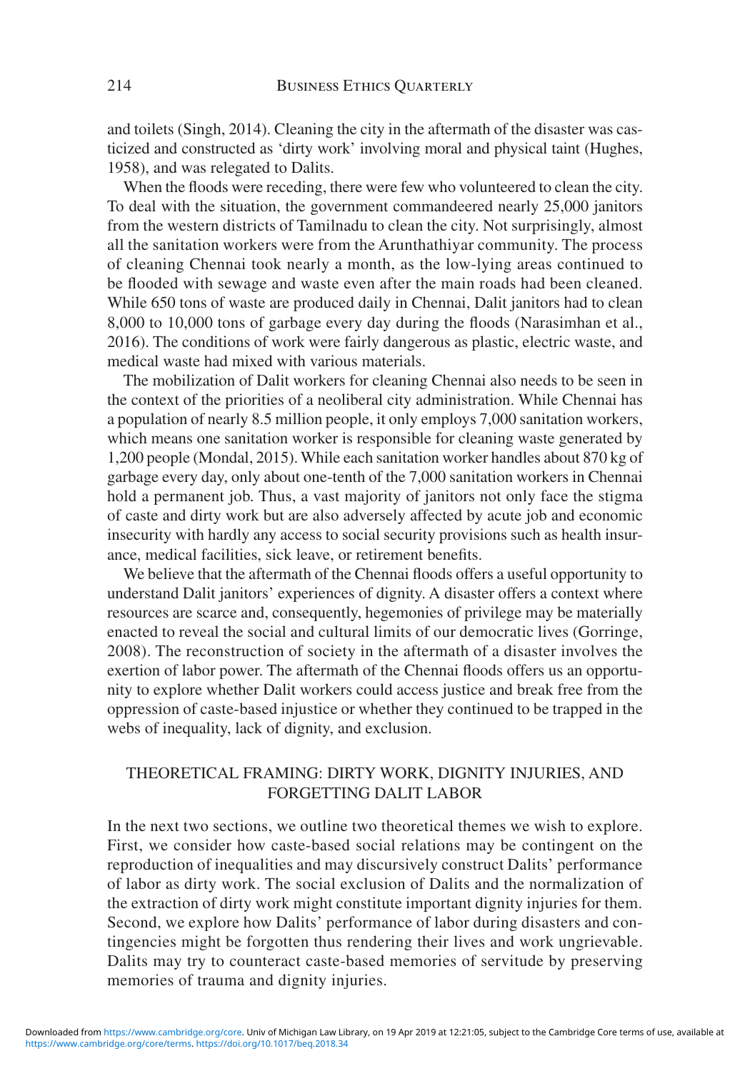and toilets (Singh, 2014). Cleaning the city in the aftermath of the disaster was casticized and constructed as 'dirty work' involving moral and physical taint (Hughes, 1958), and was relegated to Dalits.

When the floods were receding, there were few who volunteered to clean the city. To deal with the situation, the government commandeered nearly 25,000 janitors from the western districts of Tamilnadu to clean the city. Not surprisingly, almost all the sanitation workers were from the Arunthathiyar community. The process of cleaning Chennai took nearly a month, as the low-lying areas continued to be flooded with sewage and waste even after the main roads had been cleaned. While 650 tons of waste are produced daily in Chennai, Dalit janitors had to clean 8,000 to 10,000 tons of garbage every day during the floods (Narasimhan et al., 2016). The conditions of work were fairly dangerous as plastic, electric waste, and medical waste had mixed with various materials.

The mobilization of Dalit workers for cleaning Chennai also needs to be seen in the context of the priorities of a neoliberal city administration. While Chennai has a population of nearly 8.5 million people, it only employs 7,000 sanitation workers, which means one sanitation worker is responsible for cleaning waste generated by 1,200 people (Mondal, 2015). While each sanitation worker handles about 870 kg of garbage every day, only about one-tenth of the 7,000 sanitation workers in Chennai hold a permanent job. Thus, a vast majority of janitors not only face the stigma of caste and dirty work but are also adversely affected by acute job and economic insecurity with hardly any access to social security provisions such as health insurance, medical facilities, sick leave, or retirement benefits.

We believe that the aftermath of the Chennai floods offers a useful opportunity to understand Dalit janitors' experiences of dignity. A disaster offers a context where resources are scarce and, consequently, hegemonies of privilege may be materially enacted to reveal the social and cultural limits of our democratic lives (Gorringe, 2008). The reconstruction of society in the aftermath of a disaster involves the exertion of labor power. The aftermath of the Chennai floods offers us an opportunity to explore whether Dalit workers could access justice and break free from the oppression of caste-based injustice or whether they continued to be trapped in the webs of inequality, lack of dignity, and exclusion.

## THEORETICAL FRAMING: DIRTY WORK, DIGNITY INJURIES, AND FORGETTING DALIT LABOR

In the next two sections, we outline two theoretical themes we wish to explore. First, we consider how caste-based social relations may be contingent on the reproduction of inequalities and may discursively construct Dalits' performance of labor as dirty work. The social exclusion of Dalits and the normalization of the extraction of dirty work might constitute important dignity injuries for them. Second, we explore how Dalits' performance of labor during disasters and contingencies might be forgotten thus rendering their lives and work ungrievable. Dalits may try to counteract caste-based memories of servitude by preserving memories of trauma and dignity injuries.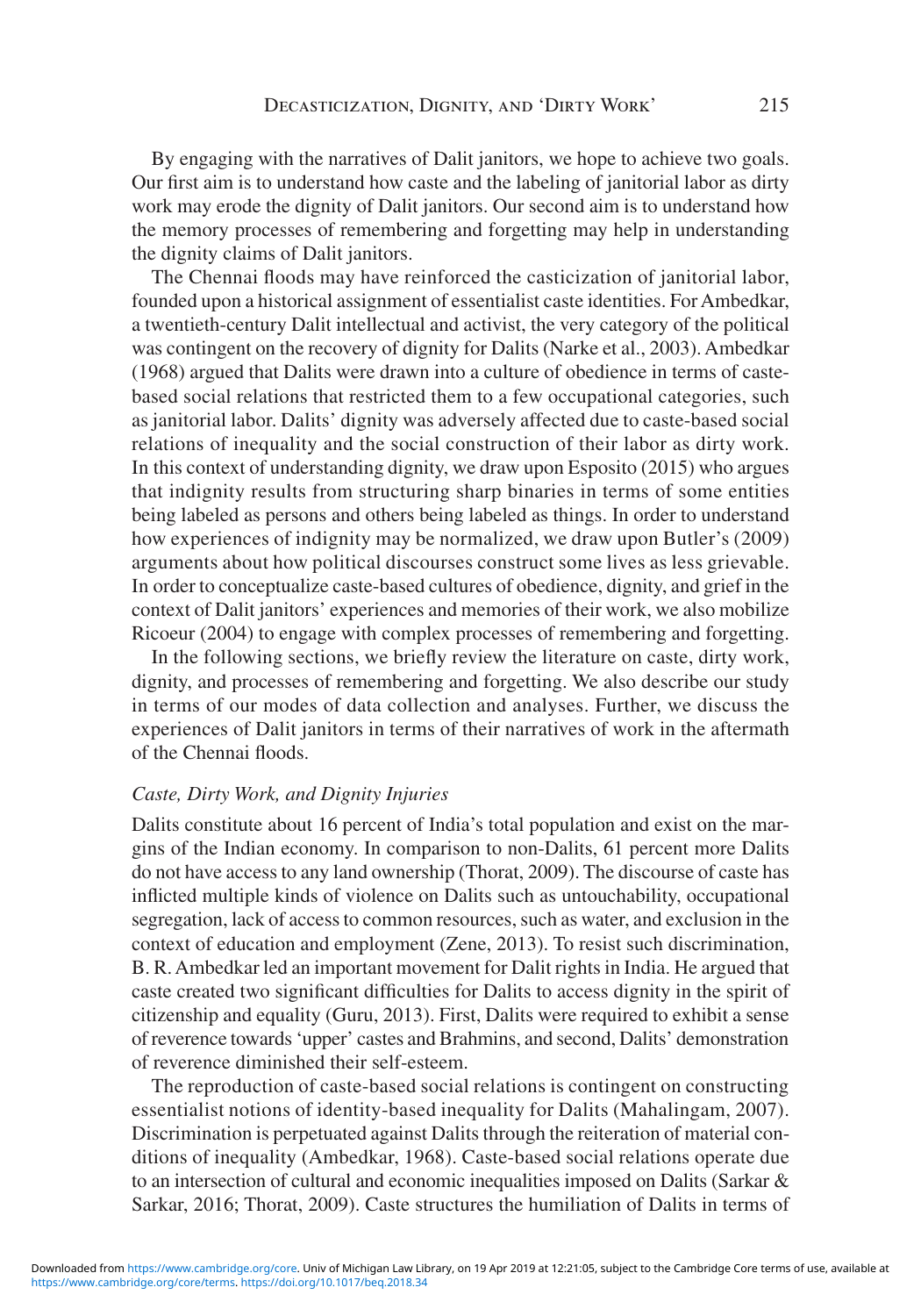By engaging with the narratives of Dalit janitors, we hope to achieve two goals. Our first aim is to understand how caste and the labeling of janitorial labor as dirty work may erode the dignity of Dalit janitors. Our second aim is to understand how the memory processes of remembering and forgetting may help in understanding the dignity claims of Dalit janitors.

The Chennai floods may have reinforced the casticization of janitorial labor, founded upon a historical assignment of essentialist caste identities. For Ambedkar, a twentieth-century Dalit intellectual and activist, the very category of the political was contingent on the recovery of dignity for Dalits (Narke et al., 2003). Ambedkar (1968) argued that Dalits were drawn into a culture of obedience in terms of caste-based social relations that restricted them to a few occupational categories, such as janitorial labor. Dalits' dignity was adversely affected due to caste-based social relations of inequality and the social construction of their labor as dirty work. In this context of understanding dignity, we draw upon Esposito (2015) who argues that indignity results from structuring sharp binaries in terms of some entities being labeled as persons and others being labeled as things. In order to understand how experiences of indignity may be normalized, we draw upon Butler's (2009) arguments about how political discourses construct some lives as less grievable. In order to conceptualize caste-based cultures of obedience, dignity, and grief in the context of Dalit janitors' experiences and memories of their work, we also mobilize Ricoeur (2004) to engage with complex processes of remembering and forgetting.

In the following sections, we briefly review the literature on caste, dirty work, dignity, and processes of remembering and forgetting. We also describe our study in terms of our modes of data collection and analyses. Further, we discuss the experiences of Dalit janitors in terms of their narratives of work in the aftermath of the Chennai floods.

### *Caste, Dirty Work, and Dignity Injuries*

Dalits constitute about 16 percent of India's total population and exist on the margins of the Indian economy. In comparison to non-Dalits, 61 percent more Dalits do not have access to any land ownership (Thorat, 2009). The discourse of caste has inflicted multiple kinds of violence on Dalits such as untouchability, occupational segregation, lack of access to common resources, such as water, and exclusion in the context of education and employment (Zene, 2013). To resist such discrimination, B. R. Ambedkar led an important movement for Dalit rights in India. He argued that caste created two significant difficulties for Dalits to access dignity in the spirit of citizenship and equality (Guru, 2013). First, Dalits were required to exhibit a sense of reverence towards 'upper' castes and Brahmins, and second, Dalits' demonstration of reverence diminished their self-esteem.

The reproduction of caste-based social relations is contingent on constructing essentialist notions of identity-based inequality for Dalits (Mahalingam, 2007). Discrimination is perpetuated against Dalits through the reiteration of material conditions of inequality (Ambedkar, 1968). Caste-based social relations operate due to an intersection of cultural and economic inequalities imposed on Dalits (Sarkar & Sarkar, 2016; Thorat, 2009). Caste structures the humiliation of Dalits in terms of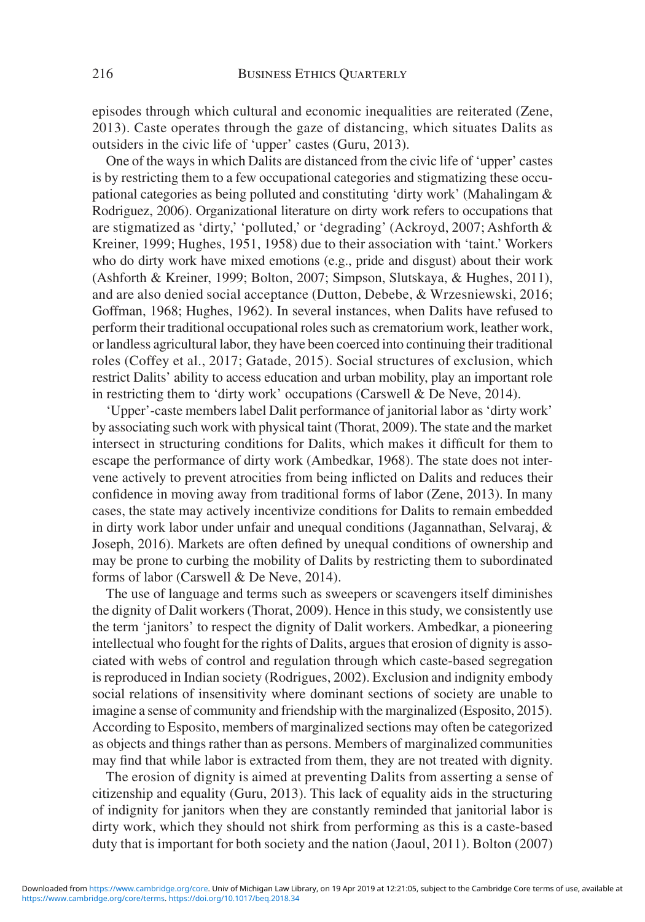episodes through which cultural and economic inequalities are reiterated (Zene, 2013). Caste operates through the gaze of distancing, which situates Dalits as outsiders in the civic life of 'upper' castes (Guru, 2013).

One of the ways in which Dalits are distanced from the civic life of 'upper' castes is by restricting them to a few occupational categories and stigmatizing these occupational categories as being polluted and constituting 'dirty work' (Mahalingam & Rodriguez, 2006). Organizational literature on dirty work refers to occupations that are stigmatized as 'dirty,' 'polluted,' or 'degrading' (Ackroyd, 2007; Ashforth & Kreiner, 1999; Hughes, 1951, 1958) due to their association with 'taint.' Workers who do dirty work have mixed emotions (e.g., pride and disgust) about their work (Ashforth & Kreiner, 1999; Bolton, 2007; Simpson, Slutskaya, & Hughes, 2011), and are also denied social acceptance (Dutton, Debebe, & Wrzesniewski, 2016; Goffman, 1968; Hughes, 1962). In several instances, when Dalits have refused to perform their traditional occupational roles such as crematorium work, leather work, or landless agricultural labor, they have been coerced into continuing their traditional roles (Coffey et al., 2017; Gatade, 2015). Social structures of exclusion, which restrict Dalits' ability to access education and urban mobility, play an important role in restricting them to 'dirty work' occupations (Carswell & De Neve, 2014).

'Upper'-caste members label Dalit performance of janitorial labor as 'dirty work' by associating such work with physical taint (Thorat, 2009). The state and the market intersect in structuring conditions for Dalits, which makes it difficult for them to escape the performance of dirty work (Ambedkar, 1968). The state does not intervene actively to prevent atrocities from being inflicted on Dalits and reduces their confidence in moving away from traditional forms of labor (Zene, 2013). In many cases, the state may actively incentivize conditions for Dalits to remain embedded in dirty work labor under unfair and unequal conditions (Jagannathan, Selvaraj, & Joseph, 2016). Markets are often defined by unequal conditions of ownership and may be prone to curbing the mobility of Dalits by restricting them to subordinated forms of labor (Carswell & De Neve, 2014).

The use of language and terms such as sweepers or scavengers itself diminishes the dignity of Dalit workers (Thorat, 2009). Hence in this study, we consistently use the term 'janitors' to respect the dignity of Dalit workers. Ambedkar, a pioneering intellectual who fought for the rights of Dalits, argues that erosion of dignity is associated with webs of control and regulation through which caste-based segregation is reproduced in Indian society (Rodrigues, 2002). Exclusion and indignity embody social relations of insensitivity where dominant sections of society are unable to imagine a sense of community and friendship with the marginalized (Esposito, 2015). According to Esposito, members of marginalized sections may often be categorized as objects and things rather than as persons. Members of marginalized communities may find that while labor is extracted from them, they are not treated with dignity.

The erosion of dignity is aimed at preventing Dalits from asserting a sense of citizenship and equality (Guru, 2013). This lack of equality aids in the structuring of indignity for janitors when they are constantly reminded that janitorial labor is dirty work, which they should not shirk from performing as this is a caste-based duty that is important for both society and the nation (Jaoul, 2011). Bolton (2007)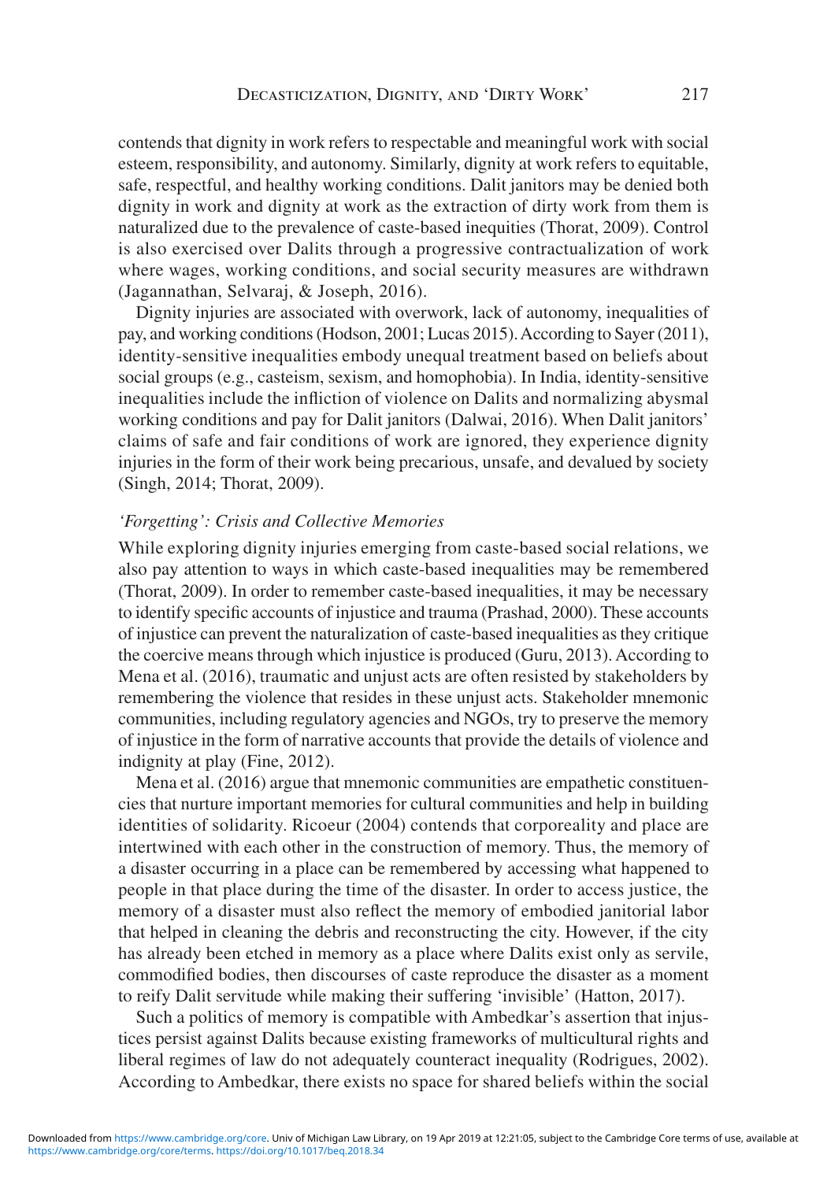contends that dignity in work refers to respectable and meaningful work with social esteem, responsibility, and autonomy. Similarly, dignity at work refers to equitable, safe, respectful, and healthy working conditions. Dalit janitors may be denied both dignity in work and dignity at work as the extraction of dirty work from them is naturalized due to the prevalence of caste-based inequities (Thorat, 2009). Control is also exercised over Dalits through a progressive contractualization of work where wages, working conditions, and social security measures are withdrawn (Jagannathan, Selvaraj, & Joseph, 2016).

Dignity injuries are associated with overwork, lack of autonomy, inequalities of pay, and working conditions (Hodson, 2001; Lucas 2015). According to Sayer (2011), identity-sensitive inequalities embody unequal treatment based on beliefs about social groups (e.g., casteism, sexism, and homophobia). In India, identity-sensitive inequalities include the infliction of violence on Dalits and normalizing abysmal working conditions and pay for Dalit janitors (Dalwai, 2016). When Dalit janitors' claims of safe and fair conditions of work are ignored, they experience dignity injuries in the form of their work being precarious, unsafe, and devalued by society (Singh, 2014; Thorat, 2009).

### *'Forgetting': Crisis and Collective Memories*

While exploring dignity injuries emerging from caste-based social relations, we also pay attention to ways in which caste-based inequalities may be remembered (Thorat, 2009). In order to remember caste-based inequalities, it may be necessary to identify specific accounts of injustice and trauma (Prashad, 2000). These accounts of injustice can prevent the naturalization of caste-based inequalities as they critique the coercive means through which injustice is produced (Guru, 2013). According to Mena et al. (2016), traumatic and unjust acts are often resisted by stakeholders by remembering the violence that resides in these unjust acts. Stakeholder mnemonic communities, including regulatory agencies and NGOs, try to preserve the memory of injustice in the form of narrative accounts that provide the details of violence and indignity at play (Fine, 2012).

Mena et al. (2016) argue that mnemonic communities are empathetic constituencies that nurture important memories for cultural communities and help in building identities of solidarity. Ricoeur (2004) contends that corporeality and place are intertwined with each other in the construction of memory. Thus, the memory of a disaster occurring in a place can be remembered by accessing what happened to people in that place during the time of the disaster. In order to access justice, the memory of a disaster must also reflect the memory of embodied janitorial labor that helped in cleaning the debris and reconstructing the city. However, if the city has already been etched in memory as a place where Dalits exist only as servile, commodified bodies, then discourses of caste reproduce the disaster as a moment to reify Dalit servitude while making their suffering 'invisible' (Hatton, 2017).

Such a politics of memory is compatible with Ambedkar's assertion that injustices persist against Dalits because existing frameworks of multicultural rights and liberal regimes of law do not adequately counteract inequality (Rodrigues, 2002). According to Ambedkar, there exists no space for shared beliefs within the social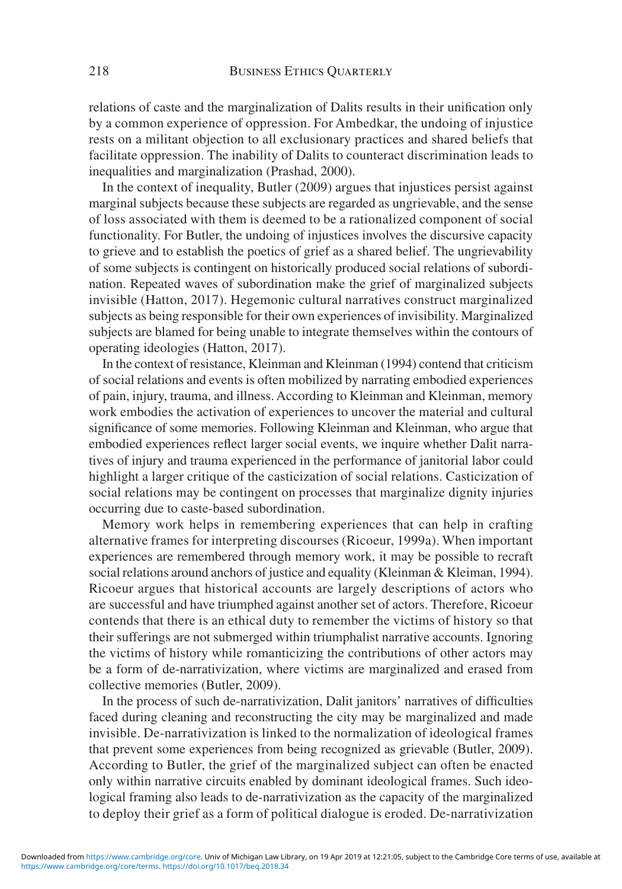relations of caste and the marginalization of Dalits results in their unification only by a common experience of oppression. For Ambedkar, the undoing of injustice rests on a militant objection to all exclusionary practices and shared beliefs that facilitate oppression. The inability of Dalits to counteract discrimination leads to inequalities and marginalization (Prashad, 2000).

In the context of inequality, Butler (2009) argues that injustices persist against marginal subjects because these subjects are regarded as ungrievable, and the sense of loss associated with them is deemed to be a rationalized component of social functionality. For Butler, the undoing of injustices involves the discursive capacity to grieve and to establish the poetics of grief as a shared belief. The ungrievability of some subjects is contingent on historically produced social relations of subordination. Repeated waves of subordination make the grief of marginalized subjects invisible (Hatton, 2017). Hegemonic cultural narratives construct marginalized subjects as being responsible for their own experiences of invisibility. Marginalized subjects are blamed for being unable to integrate themselves within the contours of operating ideologies (Hatton, 2017).

In the context of resistance, Kleinman and Kleinman (1994) contend that criticism of social relations and events is often mobilized by narrating embodied experiences of pain, injury, trauma, and illness. According to Kleinman and Kleinman, memory work embodies the activation of experiences to uncover the material and cultural significance of some memories. Following Kleinman and Kleinman, who argue that embodied experiences reflect larger social events, we inquire whether Dalit narratives of injury and trauma experienced in the performance of janitorial labor could highlight a larger critique of the casticization of social relations. Casticization of social relations may be contingent on processes that marginalize dignity injuries occurring due to caste-based subordination.

Memory work helps in remembering experiences that can help in crafting alternative frames for interpreting discourses (Ricoeur, 1999a). When important experiences are remembered through memory work, it may be possible to recraft social relations around anchors of justice and equality (Kleinman & Kleiman, 1994). Ricoeur argues that historical accounts are largely descriptions of actors who are successful and have triumphed against another set of actors. Therefore, Ricoeur contends that there is an ethical duty to remember the victims of history so that their sufferings are not submerged within triumphalist narrative accounts. Ignoring the victims of history while romanticizing the contributions of other actors may be a form of de-narrativization, where victims are marginalized and erased from collective memories (Butler, 2009).

In the process of such de-narrativization, Dalit janitors' narratives of difficulties faced during cleaning and reconstructing the city may be marginalized and made invisible. De-narrativization is linked to the normalization of ideological frames that prevent some experiences from being recognized as grievable (Butler, 2009). According to Butler, the grief of the marginalized subject can often be enacted only within narrative circuits enabled by dominant ideological frames. Such ideological framing also leads to de-narrativization as the capacity of the marginalized to deploy their grief as a form of political dialogue is eroded. De-narrativization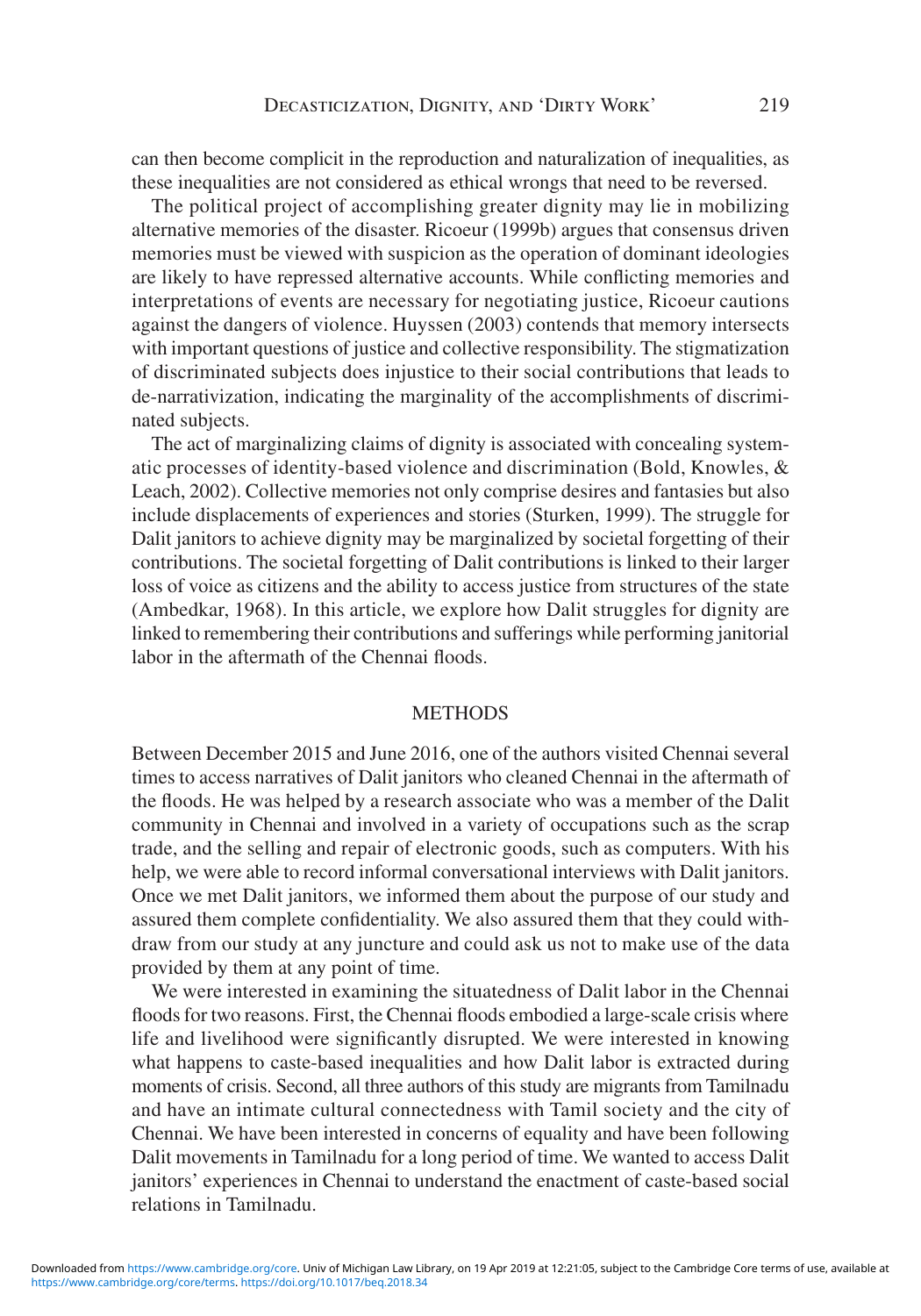can then become complicit in the reproduction and naturalization of inequalities, as these inequalities are not considered as ethical wrongs that need to be reversed.

The political project of accomplishing greater dignity may lie in mobilizing alternative memories of the disaster. Ricoeur (1999b) argues that consensus driven memories must be viewed with suspicion as the operation of dominant ideologies are likely to have repressed alternative accounts. While conflicting memories and interpretations of events are necessary for negotiating justice, Ricoeur cautions against the dangers of violence. Huyssen (2003) contends that memory intersects with important questions of justice and collective responsibility. The stigmatization of discriminated subjects does injustice to their social contributions that leads to de-narrativization, indicating the marginality of the accomplishments of discriminated subjects.

The act of marginalizing claims of dignity is associated with concealing systematic processes of identity-based violence and discrimination (Bold, Knowles, & Leach, 2002). Collective memories not only comprise desires and fantasies but also include displacements of experiences and stories (Sturken, 1999). The struggle for Dalit janitors to achieve dignity may be marginalized by societal forgetting of their contributions. The societal forgetting of Dalit contributions is linked to their larger loss of voice as citizens and the ability to access justice from structures of the state (Ambedkar, 1968). In this article, we explore how Dalit struggles for dignity are linked to remembering their contributions and sufferings while performing janitorial labor in the aftermath of the Chennai floods.

## METHODS

Between December 2015 and June 2016, one of the authors visited Chennai several times to access narratives of Dalit janitors who cleaned Chennai in the aftermath of the floods. He was helped by a research associate who was a member of the Dalit community in Chennai and involved in a variety of occupations such as the scrap trade, and the selling and repair of electronic goods, such as computers. With his help, we were able to record informal conversational interviews with Dalit janitors. Once we met Dalit janitors, we informed them about the purpose of our study and assured them complete confidentiality. We also assured them that they could withdraw from our study at any juncture and could ask us not to make use of the data provided by them at any point of time.

We were interested in examining the situatedness of Dalit labor in the Chennai floods for two reasons. First, the Chennai floods embodied a large-scale crisis where life and livelihood were significantly disrupted. We were interested in knowing what happens to caste-based inequalities and how Dalit labor is extracted during moments of crisis. Second, all three authors of this study are migrants from Tamilnadu and have an intimate cultural connectedness with Tamil society and the city of Chennai. We have been interested in concerns of equality and have been following Dalit movements in Tamilnadu for a long period of time. We wanted to access Dalit janitors' experiences in Chennai to understand the enactment of caste-based social relations in Tamilnadu.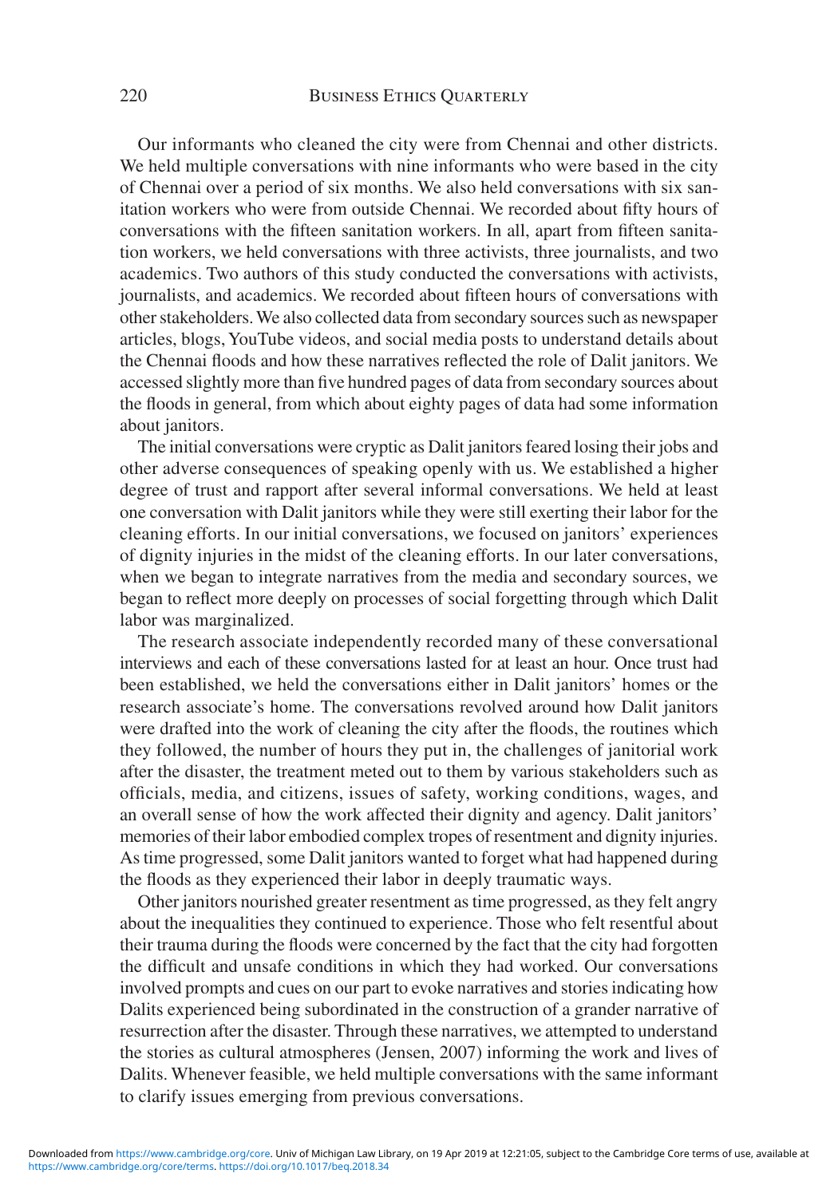Our informants who cleaned the city were from Chennai and other districts. We held multiple conversations with nine informants who were based in the city of Chennai over a period of six months. We also held conversations with six sanitation workers who were from outside Chennai. We recorded about fifty hours of conversations with the fifteen sanitation workers. In all, apart from fifteen sanitation workers, we held conversations with three activists, three journalists, and two academics. Two authors of this study conducted the conversations with activists, journalists, and academics. We recorded about fifteen hours of conversations with other stakeholders. We also collected data from secondary sources such as newspaper articles, blogs, YouTube videos, and social media posts to understand details about the Chennai floods and how these narratives reflected the role of Dalit janitors. We accessed slightly more than five hundred pages of data from secondary sources about the floods in general, from which about eighty pages of data had some information about janitors.

The initial conversations were cryptic as Dalit janitors feared losing their jobs and other adverse consequences of speaking openly with us. We established a higher degree of trust and rapport after several informal conversations. We held at least one conversation with Dalit janitors while they were still exerting their labor for the cleaning efforts. In our initial conversations, we focused on janitors' experiences of dignity injuries in the midst of the cleaning efforts. In our later conversations, when we began to integrate narratives from the media and secondary sources, we began to reflect more deeply on processes of social forgetting through which Dalit labor was marginalized.

The research associate independently recorded many of these conversational interviews and each of these conversations lasted for at least an hour. Once trust had been established, we held the conversations either in Dalit janitors' homes or the research associate's home. The conversations revolved around how Dalit janitors were drafted into the work of cleaning the city after the floods, the routines which they followed, the number of hours they put in, the challenges of janitorial work after the disaster, the treatment meted out to them by various stakeholders such as officials, media, and citizens, issues of safety, working conditions, wages, and an overall sense of how the work affected their dignity and agency. Dalit janitors' memories of their labor embodied complex tropes of resentment and dignity injuries. As time progressed, some Dalit janitors wanted to forget what had happened during the floods as they experienced their labor in deeply traumatic ways.

Other janitors nourished greater resentment as time progressed, as they felt angry about the inequalities they continued to experience. Those who felt resentful about their trauma during the floods were concerned by the fact that the city had forgotten the difficult and unsafe conditions in which they had worked. Our conversations involved prompts and cues on our part to evoke narratives and stories indicating how Dalits experienced being subordinated in the construction of a grander narrative of resurrection after the disaster. Through these narratives, we attempted to understand the stories as cultural atmospheres (Jensen, 2007) informing the work and lives of Dalits. Whenever feasible, we held multiple conversations with the same informant to clarify issues emerging from previous conversations.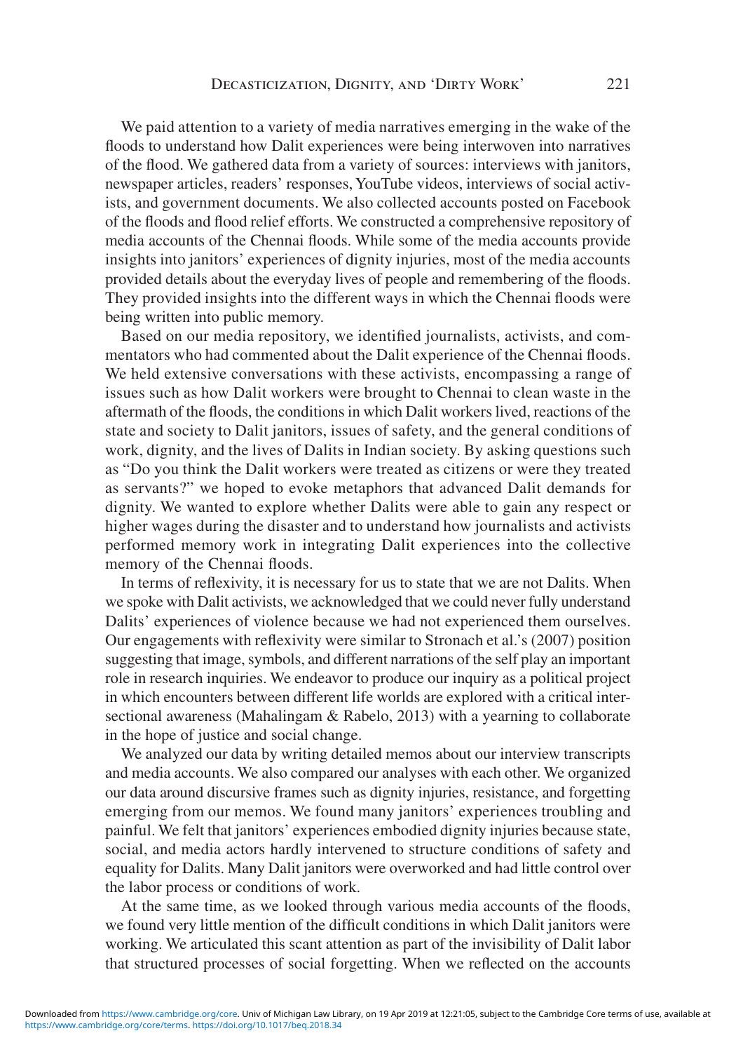We paid attention to a variety of media narratives emerging in the wake of the floods to understand how Dalit experiences were being interwoven into narratives of the flood. We gathered data from a variety of sources: interviews with janitors, newspaper articles, readers' responses, YouTube videos, interviews of social activists, and government documents. We also collected accounts posted on Facebook of the floods and flood relief efforts. We constructed a comprehensive repository of media accounts of the Chennai floods. While some of the media accounts provide insights into janitors' experiences of dignity injuries, most of the media accounts provided details about the everyday lives of people and remembering of the floods. They provided insights into the different ways in which the Chennai floods were being written into public memory.

Based on our media repository, we identified journalists, activists, and commentators who had commented about the Dalit experience of the Chennai floods. We held extensive conversations with these activists, encompassing a range of issues such as how Dalit workers were brought to Chennai to clean waste in the aftermath of the floods, the conditions in which Dalit workers lived, reactions of the state and society to Dalit janitors, issues of safety, and the general conditions of work, dignity, and the lives of Dalits in Indian society. By asking questions such as "Do you think the Dalit workers were treated as citizens or were they treated as servants?" we hoped to evoke metaphors that advanced Dalit demands for dignity. We wanted to explore whether Dalits were able to gain any respect or higher wages during the disaster and to understand how journalists and activists performed memory work in integrating Dalit experiences into the collective memory of the Chennai floods.

In terms of reflexivity, it is necessary for us to state that we are not Dalits. When we spoke with Dalit activists, we acknowledged that we could never fully understand Dalits' experiences of violence because we had not experienced them ourselves. Our engagements with reflexivity were similar to Stronach et al.'s (2007) position suggesting that image, symbols, and different narrations of the self play an important role in research inquiries. We endeavor to produce our inquiry as a political project in which encounters between different life worlds are explored with a critical intersectional awareness (Mahalingam & Rabelo, 2013) with a yearning to collaborate in the hope of justice and social change.

We analyzed our data by writing detailed memos about our interview transcripts and media accounts. We also compared our analyses with each other. We organized our data around discursive frames such as dignity injuries, resistance, and forgetting emerging from our memos. We found many janitors' experiences troubling and painful. We felt that janitors' experiences embodied dignity injuries because state, social, and media actors hardly intervened to structure conditions of safety and equality for Dalits. Many Dalit janitors were overworked and had little control over the labor process or conditions of work.

At the same time, as we looked through various media accounts of the floods, we found very little mention of the difficult conditions in which Dalit janitors were working. We articulated this scant attention as part of the invisibility of Dalit labor that structured processes of social forgetting. When we reflected on the accounts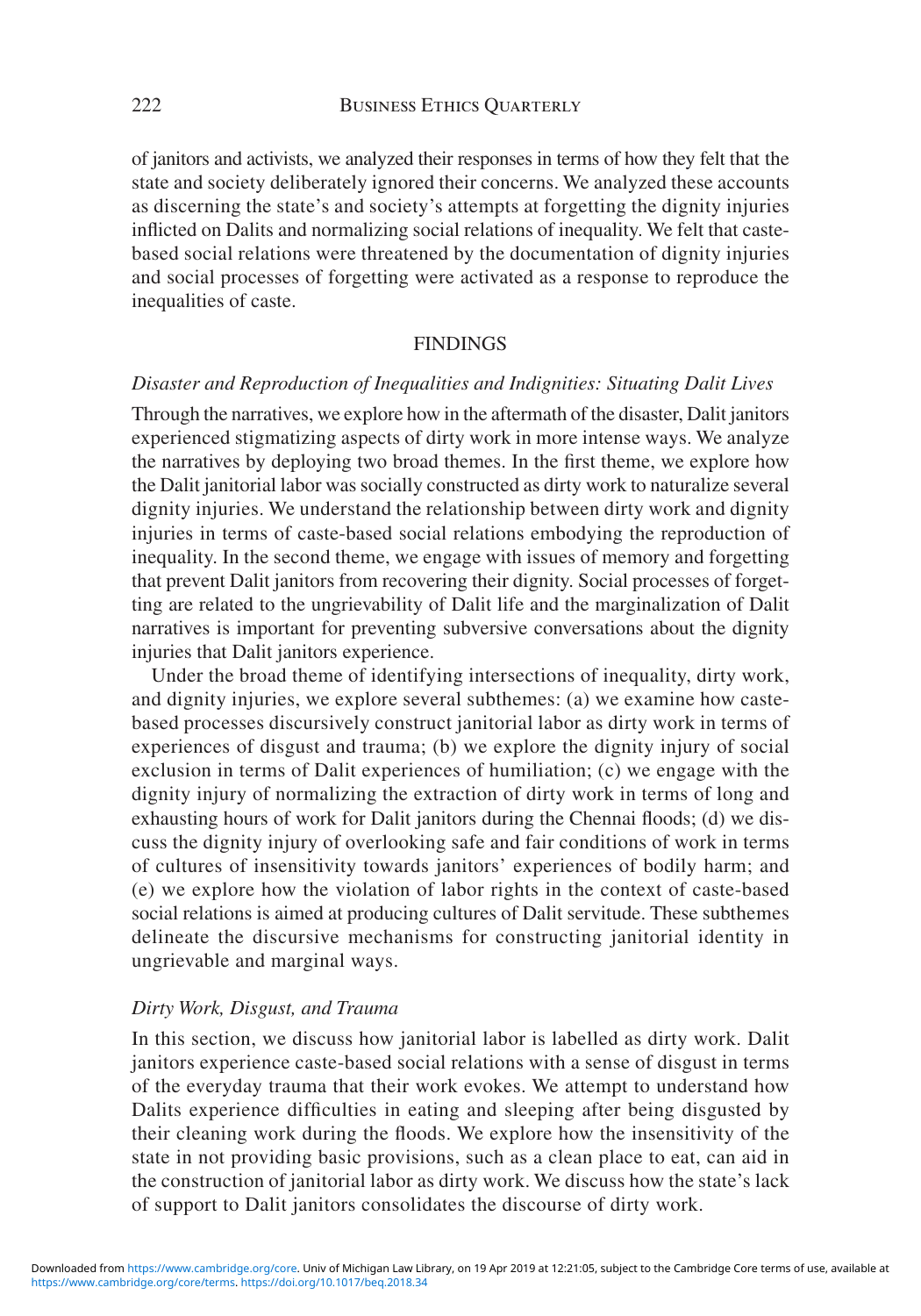of janitors and activists, we analyzed their responses in terms of how they felt that the state and society deliberately ignored their concerns. We analyzed these accounts as discerning the state's and society's attempts at forgetting the dignity injuries inflicted on Dalits and normalizing social relations of inequality. We felt that caste-based social relations were threatened by the documentation of dignity injuries and social processes of forgetting were activated as a response to reproduce the inequalities of caste.

## FINDINGS

### *Disaster and Reproduction of Inequalities and Indignities: Situating Dalit Lives*

Through the narratives, we explore how in the aftermath of the disaster, Dalit janitors experienced stigmatizing aspects of dirty work in more intense ways. We analyze the narratives by deploying two broad themes. In the first theme, we explore how the Dalit janitorial labor was socially constructed as dirty work to naturalize several dignity injuries. We understand the relationship between dirty work and dignity injuries in terms of caste-based social relations embodying the reproduction of inequality. In the second theme, we engage with issues of memory and forgetting that prevent Dalit janitors from recovering their dignity. Social processes of forgetting are related to the ungrievability of Dalit life and the marginalization of Dalit narratives is important for preventing subversive conversations about the dignity injuries that Dalit janitors experience.

Under the broad theme of identifying intersections of inequality, dirty work, and dignity injuries, we explore several subthemes: (a) we examine how caste-based processes discursively construct janitorial labor as dirty work in terms of experiences of disgust and trauma; (b) we explore the dignity injury of social exclusion in terms of Dalit experiences of humiliation; (c) we engage with the dignity injury of normalizing the extraction of dirty work in terms of long and exhausting hours of work for Dalit janitors during the Chennai floods; (d) we discuss the dignity injury of overlooking safe and fair conditions of work in terms of cultures of insensitivity towards janitors' experiences of bodily harm; and (e) we explore how the violation of labor rights in the context of caste-based social relations is aimed at producing cultures of Dalit servitude. These subthemes delineate the discursive mechanisms for constructing janitorial identity in ungrievable and marginal ways.

### *Dirty Work, Disgust, and Trauma*

In this section, we discuss how janitorial labor is labelled as dirty work. Dalit janitors experience caste-based social relations with a sense of disgust in terms of the everyday trauma that their work evokes. We attempt to understand how Dalits experience difficulties in eating and sleeping after being disgusted by their cleaning work during the floods. We explore how the insensitivity of the state in not providing basic provisions, such as a clean place to eat, can aid in the construction of janitorial labor as dirty work. We discuss how the state's lack of support to Dalit janitors consolidates the discourse of dirty work.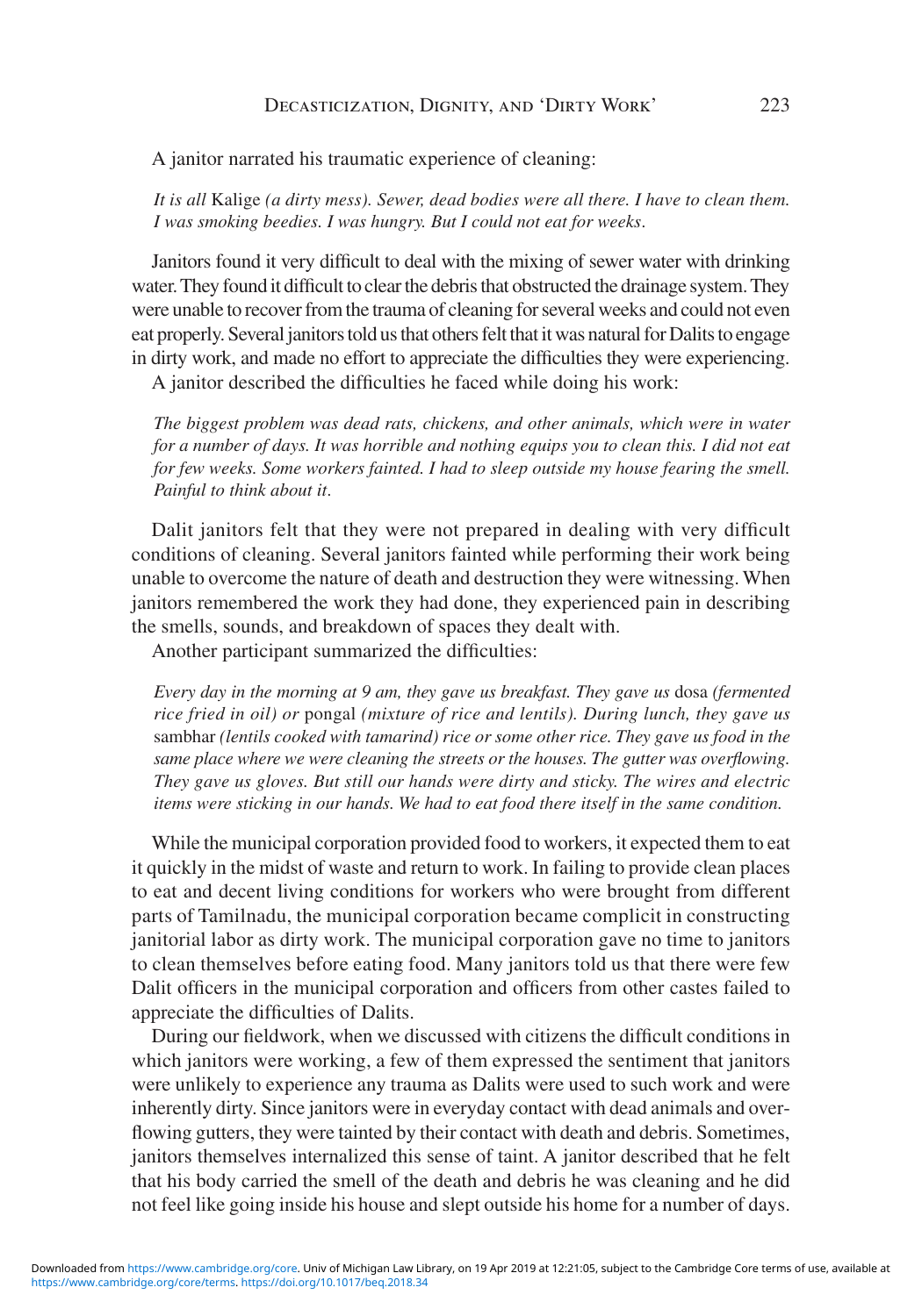A janitor narrated his traumatic experience of cleaning:

> *It is all* Kalige *(a dirty mess). Sewer, dead bodies were all there. I have to clean them. I was smoking beedies. I was hungry. But I could not eat for weeks.*

Janitors found it very difficult to deal with the mixing of sewer water with drinking water. They found it difficult to clear the debris that obstructed the drainage system. They were unable to recover from the trauma of cleaning for several weeks and could not even eat properly. Several janitors told us that others felt that it was natural for Dalits to engage in dirty work, and made no effort to appreciate the difficulties they were experiencing.

A janitor described the difficulties he faced while doing his work:

> *The biggest problem was dead rats, chickens, and other animals, which were in water for a number of days. It was horrible and nothing equips you to clean this. I did not eat for few weeks. Some workers fainted. I had to sleep outside my house fearing the smell. Painful to think about it.*

Dalit janitors felt that they were not prepared in dealing with very difficult conditions of cleaning. Several janitors fainted while performing their work being unable to overcome the nature of death and destruction they were witnessing. When janitors remembered the work they had done, they experienced pain in describing the smells, sounds, and breakdown of spaces they dealt with.

Another participant summarized the difficulties:

> *Every day in the morning at 9 am, they gave us breakfast. They gave us* dosa *(fermented rice fried in oil) or* pongal *(mixture of rice and lentils). During lunch, they gave us* sambhar *(lentils cooked with tamarind) rice or some other rice. They gave us food in the same place where we were cleaning the streets or the houses. The gutter was overflowing. They gave us gloves. But still our hands were dirty and sticky. The wires and electric items were sticking in our hands. We had to eat food there itself in the same condition.*

While the municipal corporation provided food to workers, it expected them to eat it quickly in the midst of waste and return to work. In failing to provide clean places to eat and decent living conditions for workers who were brought from different parts of Tamilnadu, the municipal corporation became complicit in constructing janitorial labor as dirty work. The municipal corporation gave no time to janitors to clean themselves before eating food. Many janitors told us that there were few Dalit officers in the municipal corporation and officers from other castes failed to appreciate the difficulties of Dalits.

During our fieldwork, when we discussed with citizens the difficult conditions in which janitors were working, a few of them expressed the sentiment that janitors were unlikely to experience any trauma as Dalits were used to such work and were inherently dirty. Since janitors were in everyday contact with dead animals and overflowing gutters, they were tainted by their contact with death and debris. Sometimes, janitors themselves internalized this sense of taint. A janitor described that he felt that his body carried the smell of the death and debris he was cleaning and he did not feel like going inside his house and slept outside his home for a number of days.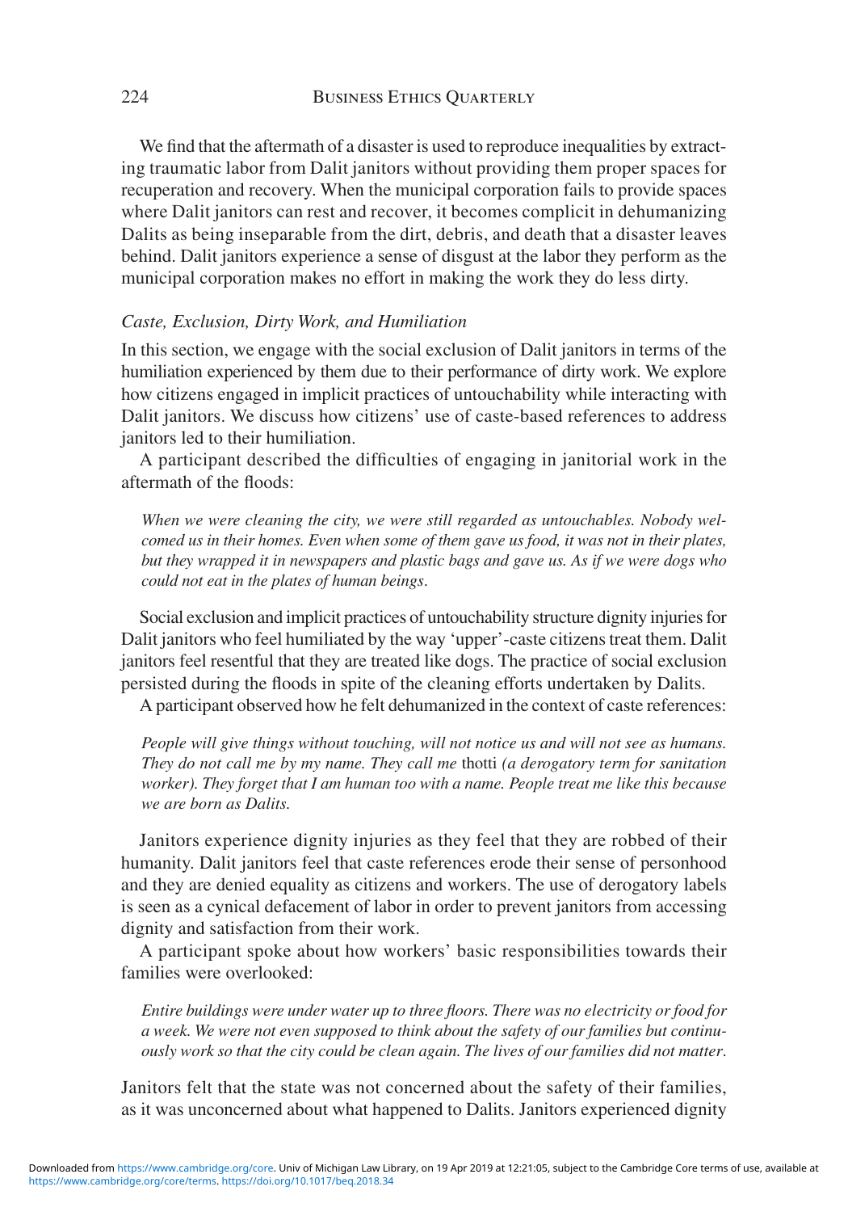We find that the aftermath of a disaster is used to reproduce inequalities by extracting traumatic labor from Dalit janitors without providing them proper spaces for recuperation and recovery. When the municipal corporation fails to provide spaces where Dalit janitors can rest and recover, it becomes complicit in dehumanizing Dalits as being inseparable from the dirt, debris, and death that a disaster leaves behind. Dalit janitors experience a sense of disgust at the labor they perform as the municipal corporation makes no effort in making the work they do less dirty.

### *Caste, Exclusion, Dirty Work, and Humiliation*

In this section, we engage with the social exclusion of Dalit janitors in terms of the humiliation experienced by them due to their performance of dirty work. We explore how citizens engaged in implicit practices of untouchability while interacting with Dalit janitors. We discuss how citizens' use of caste-based references to address janitors led to their humiliation.

A participant described the difficulties of engaging in janitorial work in the aftermath of the floods:

> *When we were cleaning the city, we were still regarded as untouchables. Nobody welcomed us in their homes. Even when some of them gave us food, it was not in their plates, but they wrapped it in newspapers and plastic bags and gave us. As if we were dogs who could not eat in the plates of human beings.*

Social exclusion and implicit practices of untouchability structure dignity injuries for Dalit janitors who feel humiliated by the way 'upper'-caste citizens treat them. Dalit janitors feel resentful that they are treated like dogs. The practice of social exclusion persisted during the floods in spite of the cleaning efforts undertaken by Dalits.

A participant observed how he felt dehumanized in the context of caste references:

> *People will give things without touching, will not notice us and will not see as humans. They do not call me by my name. They call me* thotti *(a derogatory term for sanitation worker). They forget that I am human too with a name. People treat me like this because we are born as Dalits.*

Janitors experience dignity injuries as they feel that they are robbed of their humanity. Dalit janitors feel that caste references erode their sense of personhood and they are denied equality as citizens and workers. The use of derogatory labels is seen as a cynical defacement of labor in order to prevent janitors from accessing dignity and satisfaction from their work.

A participant spoke about how workers' basic responsibilities towards their families were overlooked:

> *Entire buildings were under water up to three floors. There was no electricity or food for a week. We were not even supposed to think about the safety of our families but continuously work so that the city could be clean again. The lives of our families did not matter.*

Janitors felt that the state was not concerned about the safety of their families, as it was unconcerned about what happened to Dalits. Janitors experienced dignity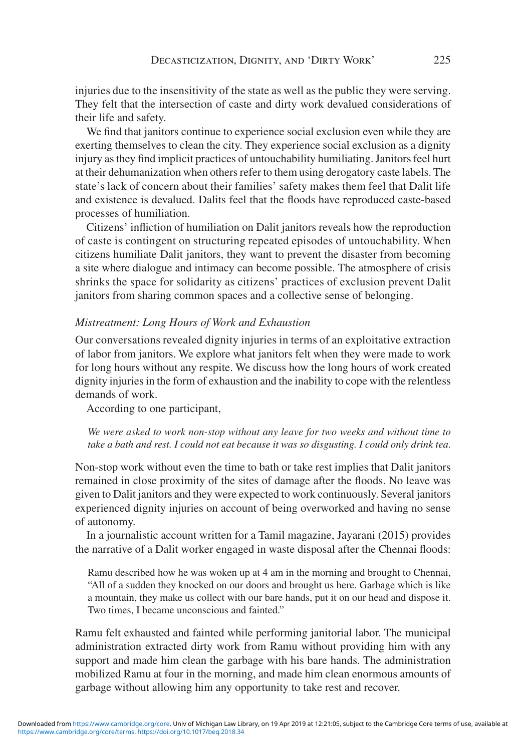injuries due to the insensitivity of the state as well as the public they were serving. They felt that the intersection of caste and dirty work devalued considerations of their life and safety.

We find that janitors continue to experience social exclusion even while they are exerting themselves to clean the city. They experience social exclusion as a dignity injury as they find implicit practices of untouchability humiliating. Janitors feel hurt at their dehumanization when others refer to them using derogatory caste labels. The state's lack of concern about their families' safety makes them feel that Dalit life and existence is devalued. Dalits feel that the floods have reproduced caste-based processes of humiliation.

Citizens' infliction of humiliation on Dalit janitors reveals how the reproduction of caste is contingent on structuring repeated episodes of untouchability. When citizens humiliate Dalit janitors, they want to prevent the disaster from becoming a site where dialogue and intimacy can become possible. The atmosphere of crisis shrinks the space for solidarity as citizens' practices of exclusion prevent Dalit janitors from sharing common spaces and a collective sense of belonging.

### *Mistreatment: Long Hours of Work and Exhaustion*

Our conversations revealed dignity injuries in terms of an exploitative extraction of labor from janitors. We explore what janitors felt when they were made to work for long hours without any respite. We discuss how the long hours of work created dignity injuries in the form of exhaustion and the inability to cope with the relentless demands of work.

According to one participant,

> *We were asked to work non-stop without any leave for two weeks and without time to take a bath and rest. I could not eat because it was so disgusting. I could only drink tea.*

Non-stop work without even the time to bath or take rest implies that Dalit janitors remained in close proximity of the sites of damage after the floods. No leave was given to Dalit janitors and they were expected to work continuously. Several janitors experienced dignity injuries on account of being overworked and having no sense of autonomy.

In a journalistic account written for a Tamil magazine, Jayarani (2015) provides the narrative of a Dalit worker engaged in waste disposal after the Chennai floods:

> Ramu described how he was woken up at 4 am in the morning and brought to Chennai, "All of a sudden they knocked on our doors and brought us here. Garbage which is like a mountain, they make us collect with our bare hands, put it on our head and dispose it. Two times, I became unconscious and fainted."

Ramu felt exhausted and fainted while performing janitorial labor. The municipal administration extracted dirty work from Ramu without providing him with any support and made him clean the garbage with his bare hands. The administration mobilized Ramu at four in the morning, and made him clean enormous amounts of garbage without allowing him any opportunity to take rest and recover.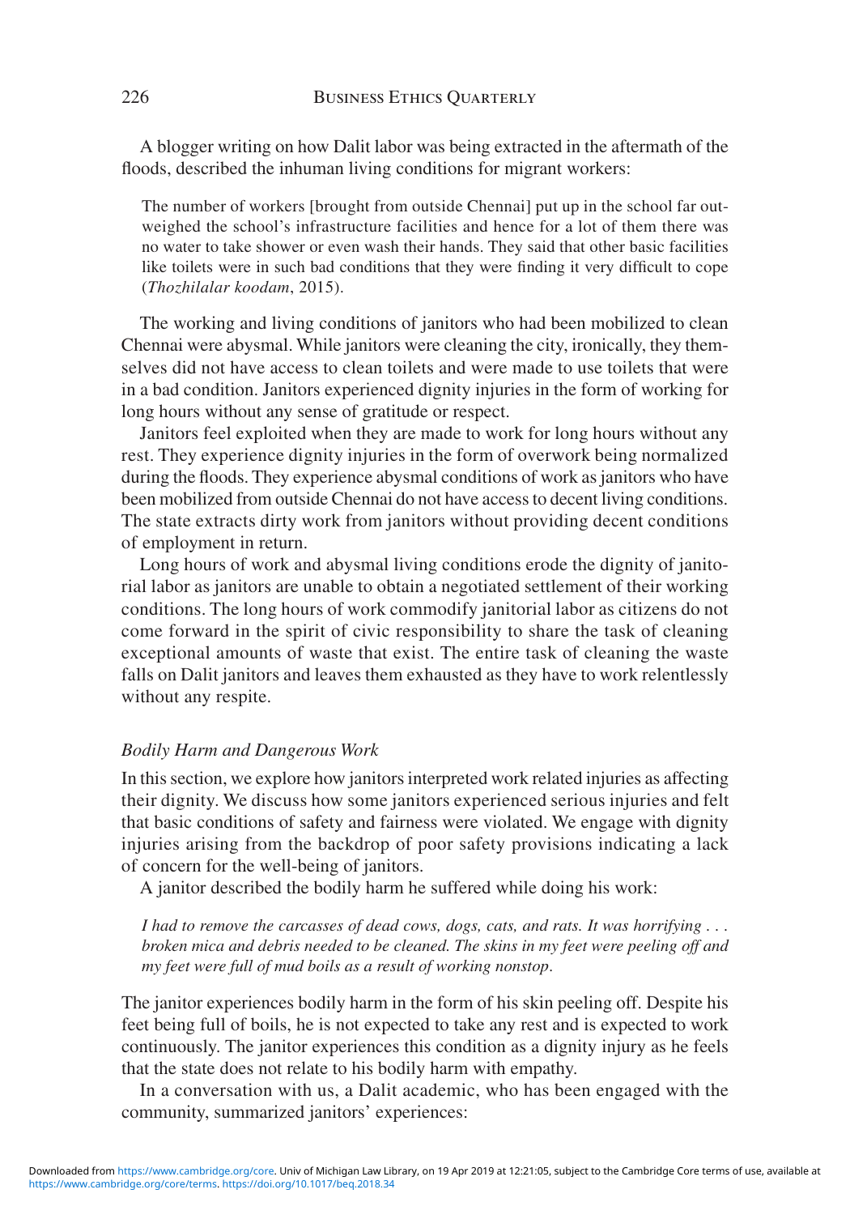A blogger writing on how Dalit labor was being extracted in the aftermath of the floods, described the inhuman living conditions for migrant workers:

> The number of workers [brought from outside Chennai] put up in the school far outweighed the school's infrastructure facilities and hence for a lot of them there was no water to take shower or even wash their hands. They said that other basic facilities like toilets were in such bad conditions that they were finding it very difficult to cope (*Thozhilalar koodam*, 2015).

The working and living conditions of janitors who had been mobilized to clean Chennai were abysmal. While janitors were cleaning the city, ironically, they themselves did not have access to clean toilets and were made to use toilets that were in a bad condition. Janitors experienced dignity injuries in the form of working for long hours without any sense of gratitude or respect.

Janitors feel exploited when they are made to work for long hours without any rest. They experience dignity injuries in the form of overwork being normalized during the floods. They experience abysmal conditions of work as janitors who have been mobilized from outside Chennai do not have access to decent living conditions. The state extracts dirty work from janitors without providing decent conditions of employment in return.

Long hours of work and abysmal living conditions erode the dignity of janitorial labor as janitors are unable to obtain a negotiated settlement of their working conditions. The long hours of work commodify janitorial labor as citizens do not come forward in the spirit of civic responsibility to share the task of cleaning exceptional amounts of waste that exist. The entire task of cleaning the waste falls on Dalit janitors and leaves them exhausted as they have to work relentlessly without any respite.

### *Bodily Harm and Dangerous Work*

In this section, we explore how janitors interpreted work related injuries as affecting their dignity. We discuss how some janitors experienced serious injuries and felt that basic conditions of safety and fairness were violated. We engage with dignity injuries arising from the backdrop of poor safety provisions indicating a lack of concern for the well-being of janitors.

A janitor described the bodily harm he suffered while doing his work:

> *I had to remove the carcasses of dead cows, dogs, cats, and rats. It was horrifying . . . broken mica and debris needed to be cleaned. The skins in my feet were peeling off and my feet were full of mud boils as a result of working nonstop.*

The janitor experiences bodily harm in the form of his skin peeling off. Despite his feet being full of boils, he is not expected to take any rest and is expected to work continuously. The janitor experiences this condition as a dignity injury as he feels that the state does not relate to his bodily harm with empathy.

In a conversation with us, a Dalit academic, who has been engaged with the community, summarized janitors' experiences: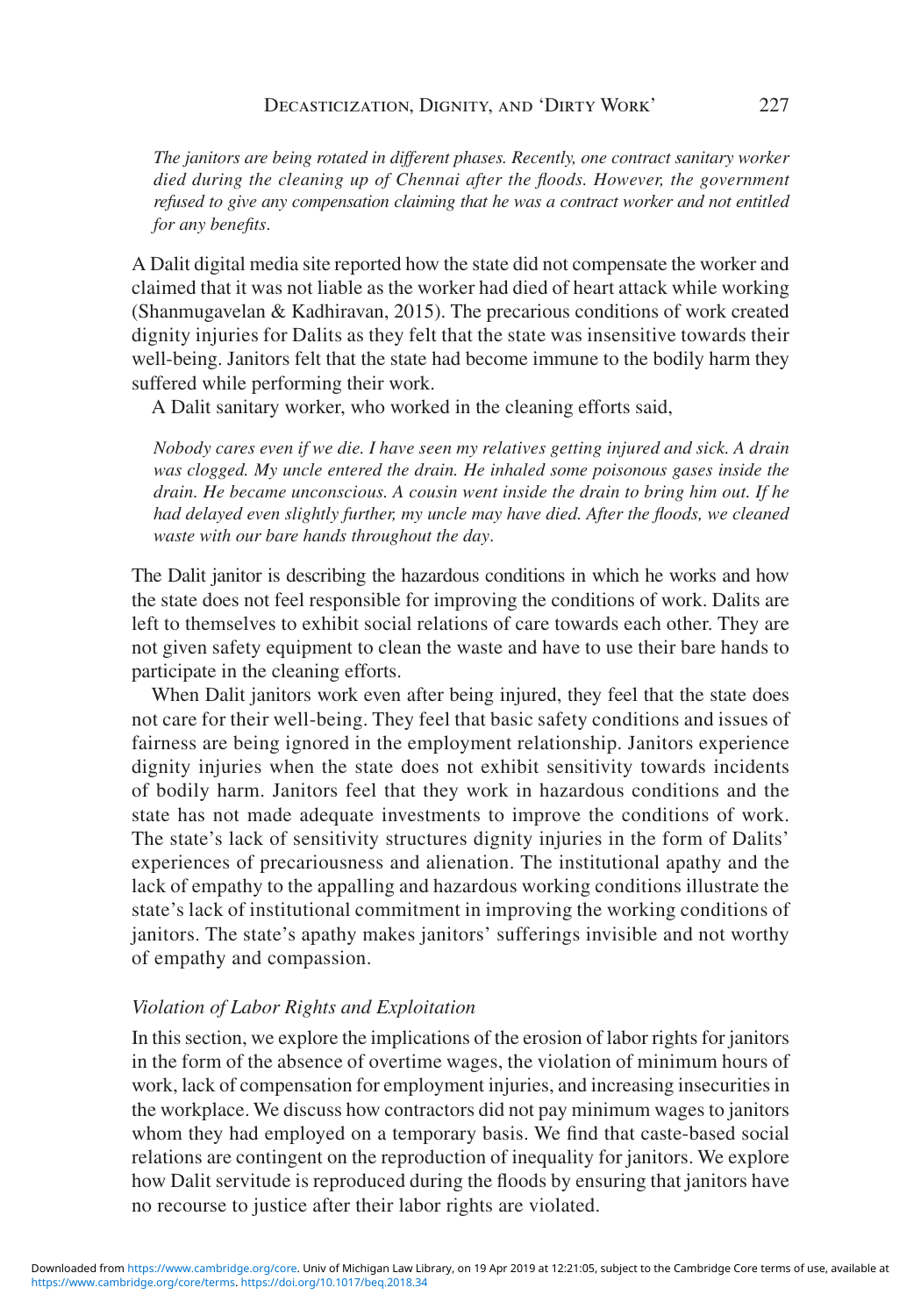*The janitors are being rotated in different phases. Recently, one contract sanitary worker died during the cleaning up of Chennai after the floods. However, the government refused to give any compensation claiming that he was a contract worker and not entitled for any benefits.*

A Dalit digital media site reported how the state did not compensate the worker and claimed that it was not liable as the worker had died of heart attack while working (Shanmugavelan & Kadhiravan, 2015). The precarious conditions of work created dignity injuries for Dalits as they felt that the state was insensitive towards their well-being. Janitors felt that the state had become immune to the bodily harm they suffered while performing their work.

A Dalit sanitary worker, who worked in the cleaning efforts said,

*Nobody cares even if we die. I have seen my relatives getting injured and sick. A drain was clogged. My uncle entered the drain. He inhaled some poisonous gases inside the drain. He became unconscious. A cousin went inside the drain to bring him out. If he had delayed even slightly further, my uncle may have died. After the floods, we cleaned waste with our bare hands throughout the day.*

The Dalit janitor is describing the hazardous conditions in which he works and how the state does not feel responsible for improving the conditions of work. Dalits are left to themselves to exhibit social relations of care towards each other. They are not given safety equipment to clean the waste and have to use their bare hands to participate in the cleaning efforts.

When Dalit janitors work even after being injured, they feel that the state does not care for their well-being. They feel that basic safety conditions and issues of fairness are being ignored in the employment relationship. Janitors experience dignity injuries when the state does not exhibit sensitivity towards incidents of bodily harm. Janitors feel that they work in hazardous conditions and the state has not made adequate investments to improve the conditions of work. The state's lack of sensitivity structures dignity injuries in the form of Dalits' experiences of precariousness and alienation. The institutional apathy and the lack of empathy to the appalling and hazardous working conditions illustrate the state's lack of institutional commitment in improving the working conditions of janitors. The state's apathy makes janitors' sufferings invisible and not worthy of empathy and compassion.

### *Violation of Labor Rights and Exploitation*

In this section, we explore the implications of the erosion of labor rights for janitors in the form of the absence of overtime wages, the violation of minimum hours of work, lack of compensation for employment injuries, and increasing insecurities in the workplace. We discuss how contractors did not pay minimum wages to janitors whom they had employed on a temporary basis. We find that caste-based social relations are contingent on the reproduction of inequality for janitors. We explore how Dalit servitude is reproduced during the floods by ensuring that janitors have no recourse to justice after their labor rights are violated.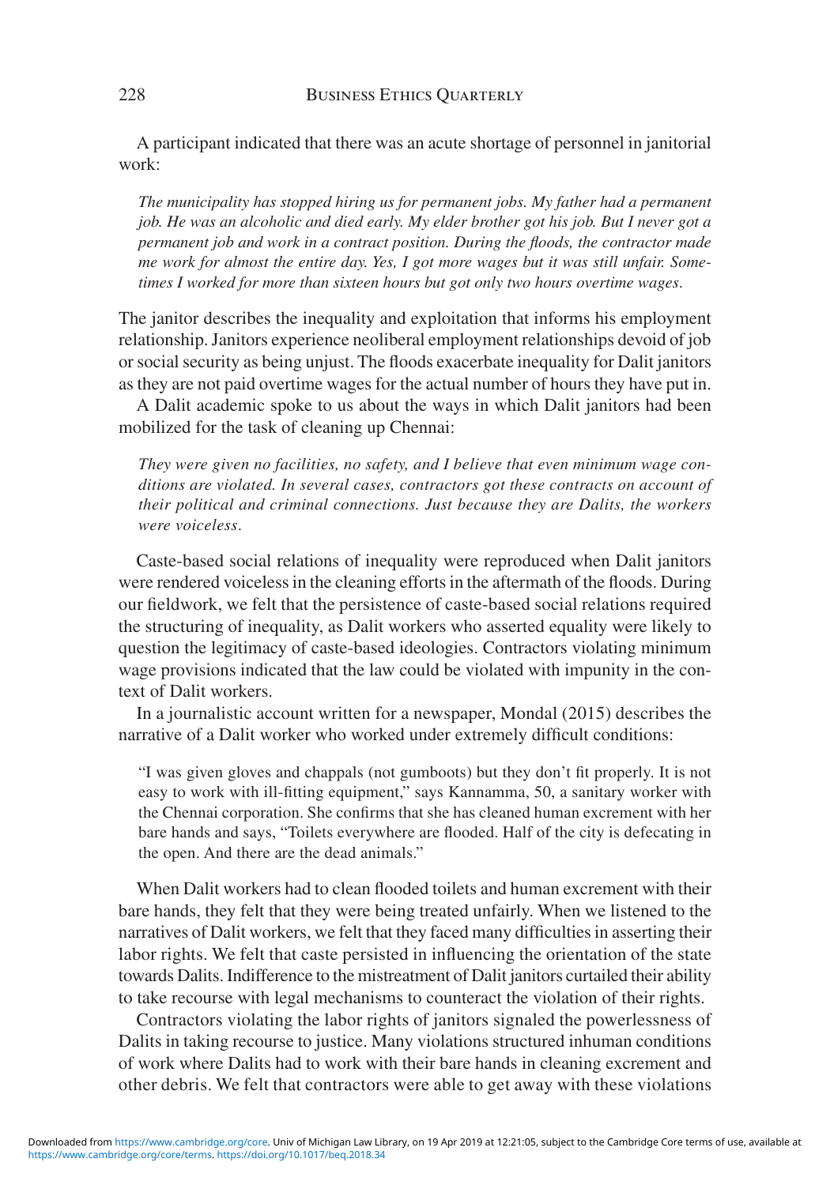A participant indicated that there was an acute shortage of personnel in janitorial work:

> *The municipality has stopped hiring us for permanent jobs. My father had a permanent job. He was an alcoholic and died early. My elder brother got his job. But I never got a permanent job and work in a contract position. During the floods, the contractor made me work for almost the entire day. Yes, I got more wages but it was still unfair. Sometimes I worked for more than sixteen hours but got only two hours overtime wages.*

The janitor describes the inequality and exploitation that informs his employment relationship. Janitors experience neoliberal employment relationships devoid of job or social security as being unjust. The floods exacerbate inequality for Dalit janitors as they are not paid overtime wages for the actual number of hours they have put in.

A Dalit academic spoke to us about the ways in which Dalit janitors had been mobilized for the task of cleaning up Chennai:

> *They were given no facilities, no safety, and I believe that even minimum wage conditions are violated. In several cases, contractors got these contracts on account of their political and criminal connections. Just because they are Dalits, the workers were voiceless.*

Caste-based social relations of inequality were reproduced when Dalit janitors were rendered voiceless in the cleaning efforts in the aftermath of the floods. During our fieldwork, we felt that the persistence of caste-based social relations required the structuring of inequality, as Dalit workers who asserted equality were likely to question the legitimacy of caste-based ideologies. Contractors violating minimum wage provisions indicated that the law could be violated with impunity in the context of Dalit workers.

In a journalistic account written for a newspaper, Mondal (2015) describes the narrative of a Dalit worker who worked under extremely difficult conditions:

> "I was given gloves and chappals (not gumboots) but they don't fit properly. It is not easy to work with ill-fitting equipment," says Kannamma, 50, a sanitary worker with the Chennai corporation. She confirms that she has cleaned human excrement with her bare hands and says, "Toilets everywhere are flooded. Half of the city is defecating in the open. And there are the dead animals."

When Dalit workers had to clean flooded toilets and human excrement with their bare hands, they felt that they were being treated unfairly. When we listened to the narratives of Dalit workers, we felt that they faced many difficulties in asserting their labor rights. We felt that caste persisted in influencing the orientation of the state towards Dalits. Indifference to the mistreatment of Dalit janitors curtailed their ability to take recourse with legal mechanisms to counteract the violation of their rights.

Contractors violating the labor rights of janitors signaled the powerlessness of Dalits in taking recourse to justice. Many violations structured inhuman conditions of work where Dalits had to work with their bare hands in cleaning excrement and other debris. We felt that contractors were able to get away with these violations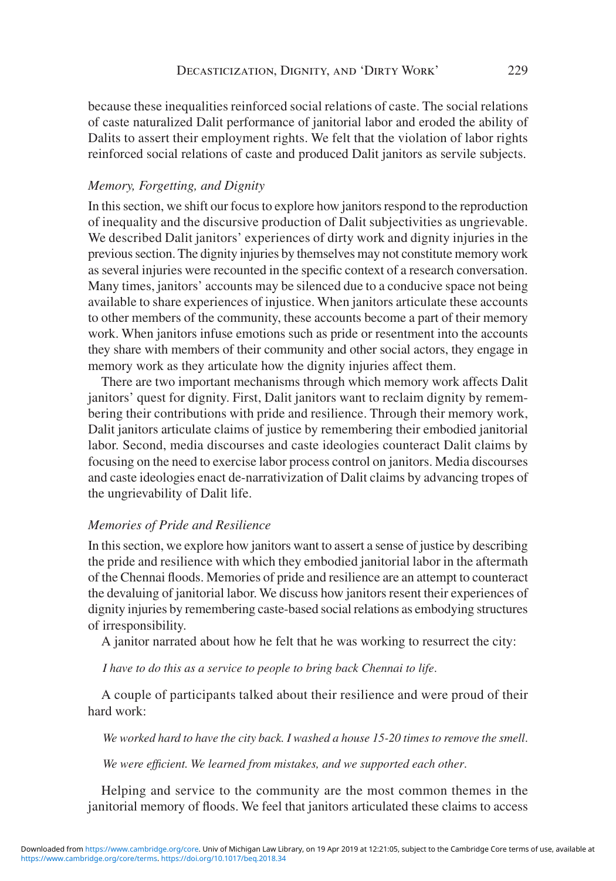because these inequalities reinforced social relations of caste. The social relations of caste naturalized Dalit performance of janitorial labor and eroded the ability of Dalits to assert their employment rights. We felt that the violation of labor rights reinforced social relations of caste and produced Dalit janitors as servile subjects.

### *Memory, Forgetting, and Dignity*

In this section, we shift our focus to explore how janitors respond to the reproduction of inequality and the discursive production of Dalit subjectivities as ungrievable. We described Dalit janitors' experiences of dirty work and dignity injuries in the previous section. The dignity injuries by themselves may not constitute memory work as several injuries were recounted in the specific context of a research conversation. Many times, janitors' accounts may be silenced due to a conducive space not being available to share experiences of injustice. When janitors articulate these accounts to other members of the community, these accounts become a part of their memory work. When janitors infuse emotions such as pride or resentment into the accounts they share with members of their community and other social actors, they engage in memory work as they articulate how the dignity injuries affect them.

There are two important mechanisms through which memory work affects Dalit janitors' quest for dignity. First, Dalit janitors want to reclaim dignity by remembering their contributions with pride and resilience. Through their memory work, Dalit janitors articulate claims of justice by remembering their embodied janitorial labor. Second, media discourses and caste ideologies counteract Dalit claims by focusing on the need to exercise labor process control on janitors. Media discourses and caste ideologies enact de-narrativization of Dalit claims by advancing tropes of the ungrievability of Dalit life.

### *Memories of Pride and Resilience*

In this section, we explore how janitors want to assert a sense of justice by describing the pride and resilience with which they embodied janitorial labor in the aftermath of the Chennai floods. Memories of pride and resilience are an attempt to counteract the devaluing of janitorial labor. We discuss how janitors resent their experiences of dignity injuries by remembering caste-based social relations as embodying structures of irresponsibility.

A janitor narrated about how he felt that he was working to resurrect the city:

*I have to do this as a service to people to bring back Chennai to life.*

A couple of participants talked about their resilience and were proud of their hard work:

*We worked hard to have the city back. I washed a house 15-20 times to remove the smell.*

*We were efficient. We learned from mistakes, and we supported each other.*

Helping and service to the community are the most common themes in the janitorial memory of floods. We feel that janitors articulated these claims to access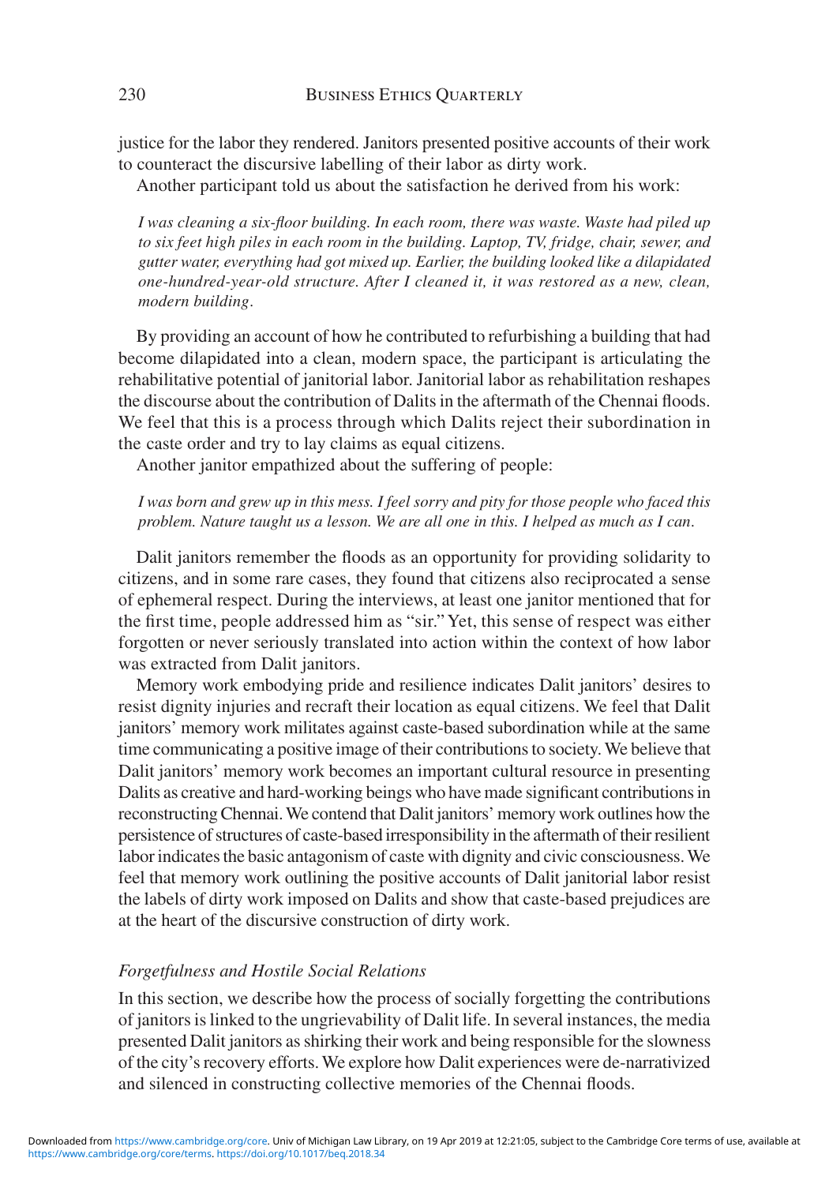justice for the labor they rendered. Janitors presented positive accounts of their work to counteract the discursive labelling of their labor as dirty work.

Another participant told us about the satisfaction he derived from his work:

> *I was cleaning a six-floor building. In each room, there was waste. Waste had piled up to six feet high piles in each room in the building. Laptop, TV, fridge, chair, sewer, and gutter water, everything had got mixed up. Earlier, the building looked like a dilapidated one-hundred-year-old structure. After I cleaned it, it was restored as a new, clean, modern building.*

By providing an account of how he contributed to refurbishing a building that had become dilapidated into a clean, modern space, the participant is articulating the rehabilitative potential of janitorial labor. Janitorial labor as rehabilitation reshapes the discourse about the contribution of Dalits in the aftermath of the Chennai floods. We feel that this is a process through which Dalits reject their subordination in the caste order and try to lay claims as equal citizens.

Another janitor empathized about the suffering of people:

> *I was born and grew up in this mess. I feel sorry and pity for those people who faced this problem. Nature taught us a lesson. We are all one in this. I helped as much as I can.*

Dalit janitors remember the floods as an opportunity for providing solidarity to citizens, and in some rare cases, they found that citizens also reciprocated a sense of ephemeral respect. During the interviews, at least one janitor mentioned that for the first time, people addressed him as "sir." Yet, this sense of respect was either forgotten or never seriously translated into action within the context of how labor was extracted from Dalit janitors.

Memory work embodying pride and resilience indicates Dalit janitors' desires to resist dignity injuries and recraft their location as equal citizens. We feel that Dalit janitors' memory work militates against caste-based subordination while at the same time communicating a positive image of their contributions to society. We believe that Dalit janitors' memory work becomes an important cultural resource in presenting Dalits as creative and hard-working beings who have made significant contributions in reconstructing Chennai. We contend that Dalit janitors' memory work outlines how the persistence of structures of caste-based irresponsibility in the aftermath of their resilient labor indicates the basic antagonism of caste with dignity and civic consciousness. We feel that memory work outlining the positive accounts of Dalit janitorial labor resist the labels of dirty work imposed on Dalits and show that caste-based prejudices are at the heart of the discursive construction of dirty work.

### *Forgetfulness and Hostile Social Relations*

In this section, we describe how the process of socially forgetting the contributions of janitors is linked to the ungrievability of Dalit life. In several instances, the media presented Dalit janitors as shirking their work and being responsible for the slowness of the city's recovery efforts. We explore how Dalit experiences were de-narrativized and silenced in constructing collective memories of the Chennai floods.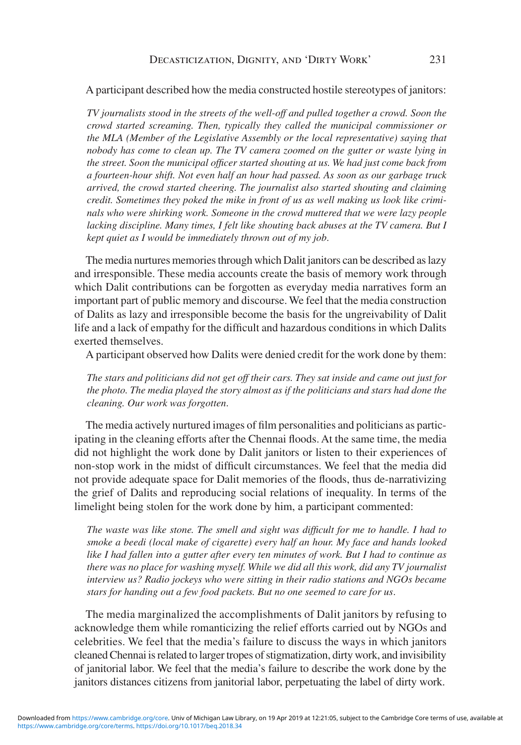A participant described how the media constructed hostile stereotypes of janitors:

> *TV journalists stood in the streets of the well-off and pulled together a crowd. Soon the crowd started screaming. Then, typically they called the municipal commissioner or the MLA (Member of the Legislative Assembly or the local representative) saying that nobody has come to clean up. The TV camera zoomed on the gutter or waste lying in the street. Soon the municipal officer started shouting at us. We had just come back from a fourteen-hour shift. Not even half an hour had passed. As soon as our garbage truck arrived, the crowd started cheering. The journalist also started shouting and claiming credit. Sometimes they poked the mike in front of us as well making us look like criminals who were shirking work. Someone in the crowd muttered that we were lazy people lacking discipline. Many times, I felt like shouting back abuses at the TV camera. But I kept quiet as I would be immediately thrown out of my job.*

The media nurtures memories through which Dalit janitors can be described as lazy and irresponsible. These media accounts create the basis of memory work through which Dalit contributions can be forgotten as everyday media narratives form an important part of public memory and discourse. We feel that the media construction of Dalits as lazy and irresponsible become the basis for the ungreivability of Dalit life and a lack of empathy for the difficult and hazardous conditions in which Dalits exerted themselves.

A participant observed how Dalits were denied credit for the work done by them:

> *The stars and politicians did not get off their cars. They sat inside and came out just for the photo. The media played the story almost as if the politicians and stars had done the cleaning. Our work was forgotten.*

The media actively nurtured images of film personalities and politicians as participating in the cleaning efforts after the Chennai floods. At the same time, the media did not highlight the work done by Dalit janitors or listen to their experiences of non-stop work in the midst of difficult circumstances. We feel that the media did not provide adequate space for Dalit memories of the floods, thus de-narrativizing the grief of Dalits and reproducing social relations of inequality. In terms of the limelight being stolen for the work done by him, a participant commented:

> *The waste was like stone. The smell and sight was difficult for me to handle. I had to smoke a beedi (local make of cigarette) every half an hour. My face and hands looked like I had fallen into a gutter after every ten minutes of work. But I had to continue as there was no place for washing myself. While we did all this work, did any TV journalist interview us? Radio jockeys who were sitting in their radio stations and NGOs became stars for handing out a few food packets. But no one seemed to care for us.*

The media marginalized the accomplishments of Dalit janitors by refusing to acknowledge them while romanticizing the relief efforts carried out by NGOs and celebrities. We feel that the media's failure to discuss the ways in which janitors cleaned Chennai is related to larger tropes of stigmatization, dirty work, and invisibility of janitorial labor. We feel that the media's failure to describe the work done by the janitors distances citizens from janitorial labor, perpetuating the label of dirty work.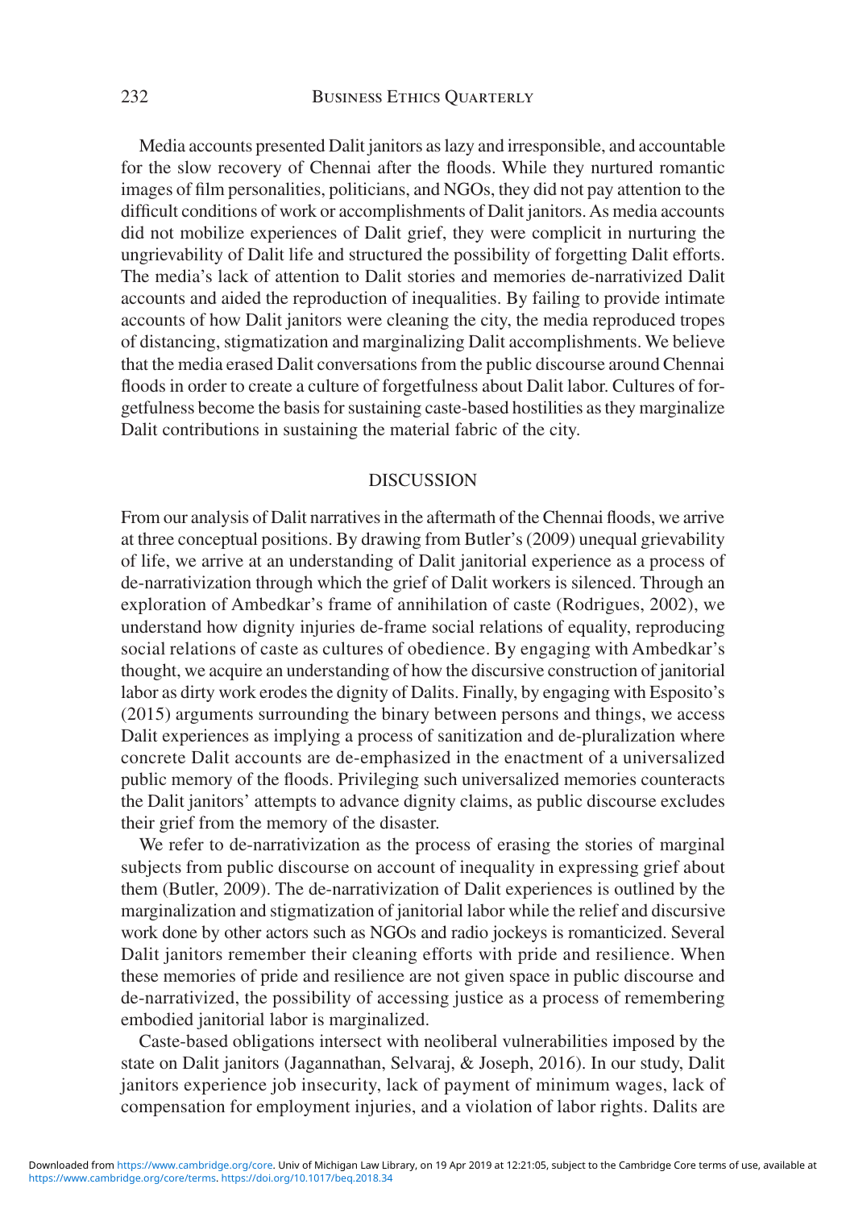Media accounts presented Dalit janitors as lazy and irresponsible, and accountable for the slow recovery of Chennai after the floods. While they nurtured romantic images of film personalities, politicians, and NGOs, they did not pay attention to the difficult conditions of work or accomplishments of Dalit janitors. As media accounts did not mobilize experiences of Dalit grief, they were complicit in nurturing the ungrievability of Dalit life and structured the possibility of forgetting Dalit efforts. The media's lack of attention to Dalit stories and memories de-narrativized Dalit accounts and aided the reproduction of inequalities. By failing to provide intimate accounts of how Dalit janitors were cleaning the city, the media reproduced tropes of distancing, stigmatization and marginalizing Dalit accomplishments. We believe that the media erased Dalit conversations from the public discourse around Chennai floods in order to create a culture of forgetfulness about Dalit labor. Cultures of forgetfulness become the basis for sustaining caste-based hostilities as they marginalize Dalit contributions in sustaining the material fabric of the city.

## DISCUSSION

From our analysis of Dalit narratives in the aftermath of the Chennai floods, we arrive at three conceptual positions. By drawing from Butler's (2009) unequal grievability of life, we arrive at an understanding of Dalit janitorial experience as a process of de-narrativization through which the grief of Dalit workers is silenced. Through an exploration of Ambedkar's frame of annihilation of caste (Rodrigues, 2002), we understand how dignity injuries de-frame social relations of equality, reproducing social relations of caste as cultures of obedience. By engaging with Ambedkar's thought, we acquire an understanding of how the discursive construction of janitorial labor as dirty work erodes the dignity of Dalits. Finally, by engaging with Esposito's (2015) arguments surrounding the binary between persons and things, we access Dalit experiences as implying a process of sanitization and de-pluralization where concrete Dalit accounts are de-emphasized in the enactment of a universalized public memory of the floods. Privileging such universalized memories counteracts the Dalit janitors' attempts to advance dignity claims, as public discourse excludes their grief from the memory of the disaster.

We refer to de-narrativization as the process of erasing the stories of marginal subjects from public discourse on account of inequality in expressing grief about them (Butler, 2009). The de-narrativization of Dalit experiences is outlined by the marginalization and stigmatization of janitorial labor while the relief and discursive work done by other actors such as NGOs and radio jockeys is romanticized. Several Dalit janitors remember their cleaning efforts with pride and resilience. When these memories of pride and resilience are not given space in public discourse and de-narrativized, the possibility of accessing justice as a process of remembering embodied janitorial labor is marginalized.

Caste-based obligations intersect with neoliberal vulnerabilities imposed by the state on Dalit janitors (Jagannathan, Selvaraj, & Joseph, 2016). In our study, Dalit janitors experience job insecurity, lack of payment of minimum wages, lack of compensation for employment injuries, and a violation of labor rights. Dalits are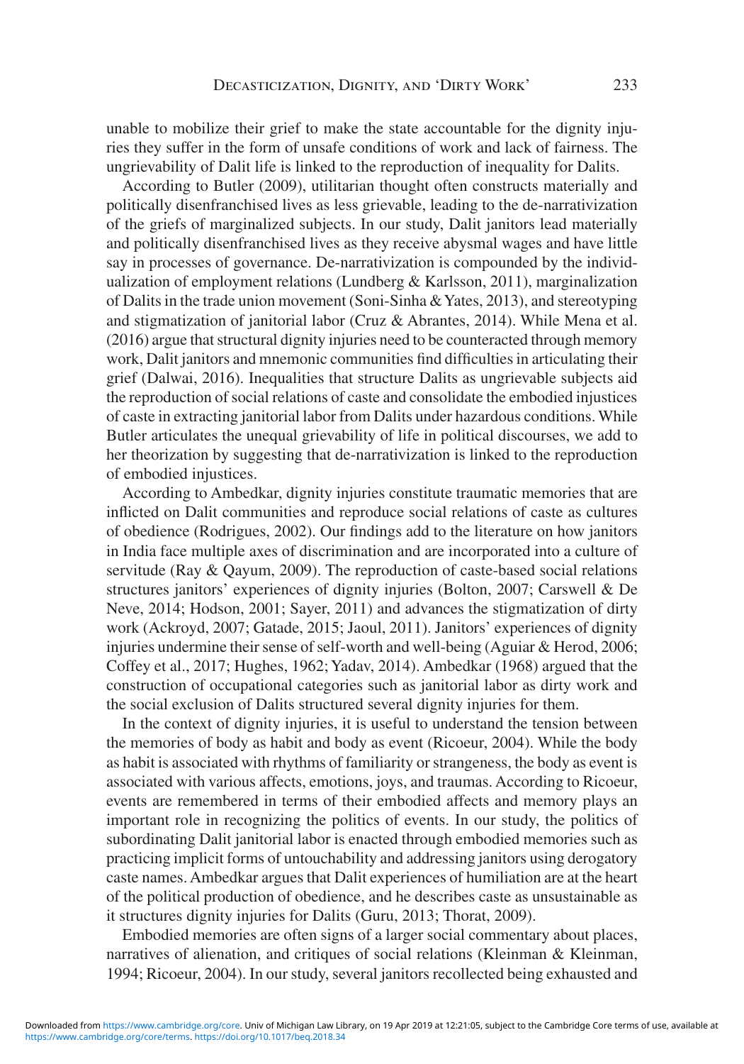unable to mobilize their grief to make the state accountable for the dignity injuries they suffer in the form of unsafe conditions of work and lack of fairness. The ungrievability of Dalit life is linked to the reproduction of inequality for Dalits.

According to Butler (2009), utilitarian thought often constructs materially and politically disenfranchised lives as less grievable, leading to the de-narrativization of the griefs of marginalized subjects. In our study, Dalit janitors lead materially and politically disenfranchised lives as they receive abysmal wages and have little say in processes of governance. De-narrativization is compounded by the individualization of employment relations (Lundberg & Karlsson, 2011), marginalization of Dalits in the trade union movement (Soni-Sinha & Yates, 2013), and stereotyping and stigmatization of janitorial labor (Cruz & Abrantes, 2014). While Mena et al. (2016) argue that structural dignity injuries need to be counteracted through memory work, Dalit janitors and mnemonic communities find difficulties in articulating their grief (Dalwai, 2016). Inequalities that structure Dalits as ungrievable subjects aid the reproduction of social relations of caste and consolidate the embodied injustices of caste in extracting janitorial labor from Dalits under hazardous conditions. While Butler articulates the unequal grievability of life in political discourses, we add to her theorization by suggesting that de-narrativization is linked to the reproduction of embodied injustices.

According to Ambedkar, dignity injuries constitute traumatic memories that are inflicted on Dalit communities and reproduce social relations of caste as cultures of obedience (Rodrigues, 2002). Our findings add to the literature on how janitors in India face multiple axes of discrimination and are incorporated into a culture of servitude (Ray & Qayum, 2009). The reproduction of caste-based social relations structures janitors' experiences of dignity injuries (Bolton, 2007; Carswell & De Neve, 2014; Hodson, 2001; Sayer, 2011) and advances the stigmatization of dirty work (Ackroyd, 2007; Gatade, 2015; Jaoul, 2011). Janitors' experiences of dignity injuries undermine their sense of self-worth and well-being (Aguiar & Herod, 2006; Coffey et al., 2017; Hughes, 1962; Yadav, 2014). Ambedkar (1968) argued that the construction of occupational categories such as janitorial labor as dirty work and the social exclusion of Dalits structured several dignity injuries for them.

In the context of dignity injuries, it is useful to understand the tension between the memories of body as habit and body as event (Ricoeur, 2004). While the body as habit is associated with rhythms of familiarity or strangeness, the body as event is associated with various affects, emotions, joys, and traumas. According to Ricoeur, events are remembered in terms of their embodied affects and memory plays an important role in recognizing the politics of events. In our study, the politics of subordinating Dalit janitorial labor is enacted through embodied memories such as practicing implicit forms of untouchability and addressing janitors using derogatory caste names. Ambedkar argues that Dalit experiences of humiliation are at the heart of the political production of obedience, and he describes caste as unsustainable as it structures dignity injuries for Dalits (Guru, 2013; Thorat, 2009).

Embodied memories are often signs of a larger social commentary about places, narratives of alienation, and critiques of social relations (Kleinman & Kleinman, 1994; Ricoeur, 2004). In our study, several janitors recollected being exhausted and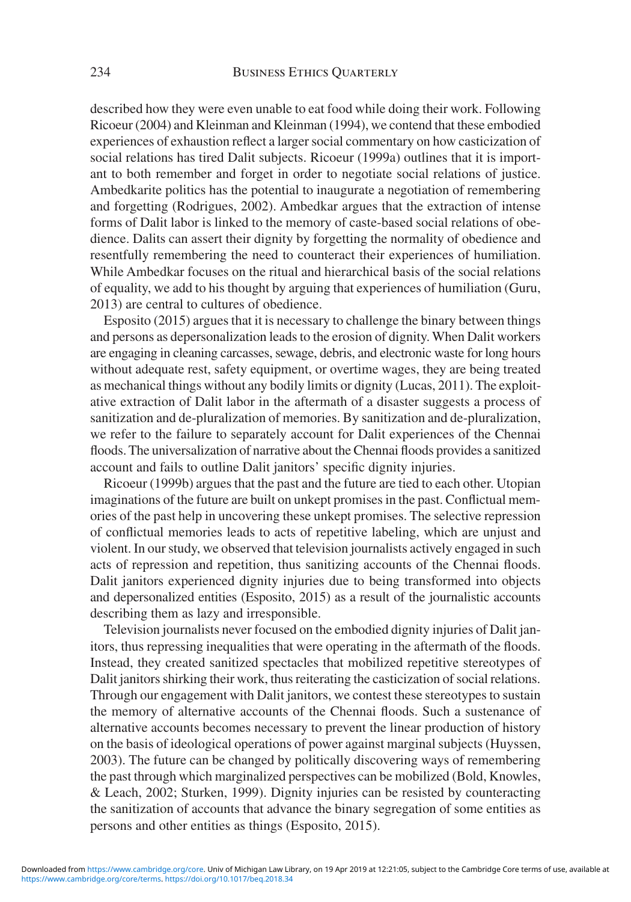described how they were even unable to eat food while doing their work. Following Ricoeur (2004) and Kleinman and Kleinman (1994), we contend that these embodied experiences of exhaustion reflect a larger social commentary on how casticization of social relations has tired Dalit subjects. Ricoeur (1999a) outlines that it is important to both remember and forget in order to negotiate social relations of justice. Ambedkarite politics has the potential to inaugurate a negotiation of remembering and forgetting (Rodrigues, 2002). Ambedkar argues that the extraction of intense forms of Dalit labor is linked to the memory of caste-based social relations of obedience. Dalits can assert their dignity by forgetting the normality of obedience and resentfully remembering the need to counteract their experiences of humiliation. While Ambedkar focuses on the ritual and hierarchical basis of the social relations of equality, we add to his thought by arguing that experiences of humiliation (Guru, 2013) are central to cultures of obedience.

Esposito (2015) argues that it is necessary to challenge the binary between things and persons as depersonalization leads to the erosion of dignity. When Dalit workers are engaging in cleaning carcasses, sewage, debris, and electronic waste for long hours without adequate rest, safety equipment, or overtime wages, they are being treated as mechanical things without any bodily limits or dignity (Lucas, 2011). The exploitative extraction of Dalit labor in the aftermath of a disaster suggests a process of sanitization and de-pluralization of memories. By sanitization and de-pluralization, we refer to the failure to separately account for Dalit experiences of the Chennai floods. The universalization of narrative about the Chennai floods provides a sanitized account and fails to outline Dalit janitors' specific dignity injuries.

Ricoeur (1999b) argues that the past and the future are tied to each other. Utopian imaginations of the future are built on unkept promises in the past. Conflictual memories of the past help in uncovering these unkept promises. The selective repression of conflictual memories leads to acts of repetitive labeling, which are unjust and violent. In our study, we observed that television journalists actively engaged in such acts of repression and repetition, thus sanitizing accounts of the Chennai floods. Dalit janitors experienced dignity injuries due to being transformed into objects and depersonalized entities (Esposito, 2015) as a result of the journalistic accounts describing them as lazy and irresponsible.

Television journalists never focused on the embodied dignity injuries of Dalit janitors, thus repressing inequalities that were operating in the aftermath of the floods. Instead, they created sanitized spectacles that mobilized repetitive stereotypes of Dalit janitors shirking their work, thus reiterating the casticization of social relations. Through our engagement with Dalit janitors, we contest these stereotypes to sustain the memory of alternative accounts of the Chennai floods. Such a sustenance of alternative accounts becomes necessary to prevent the linear production of history on the basis of ideological operations of power against marginal subjects (Huyssen, 2003). The future can be changed by politically discovering ways of remembering the past through which marginalized perspectives can be mobilized (Bold, Knowles, & Leach, 2002; Sturken, 1999). Dignity injuries can be resisted by counteracting the sanitization of accounts that advance the binary segregation of some entities as persons and other entities as things (Esposito, 2015).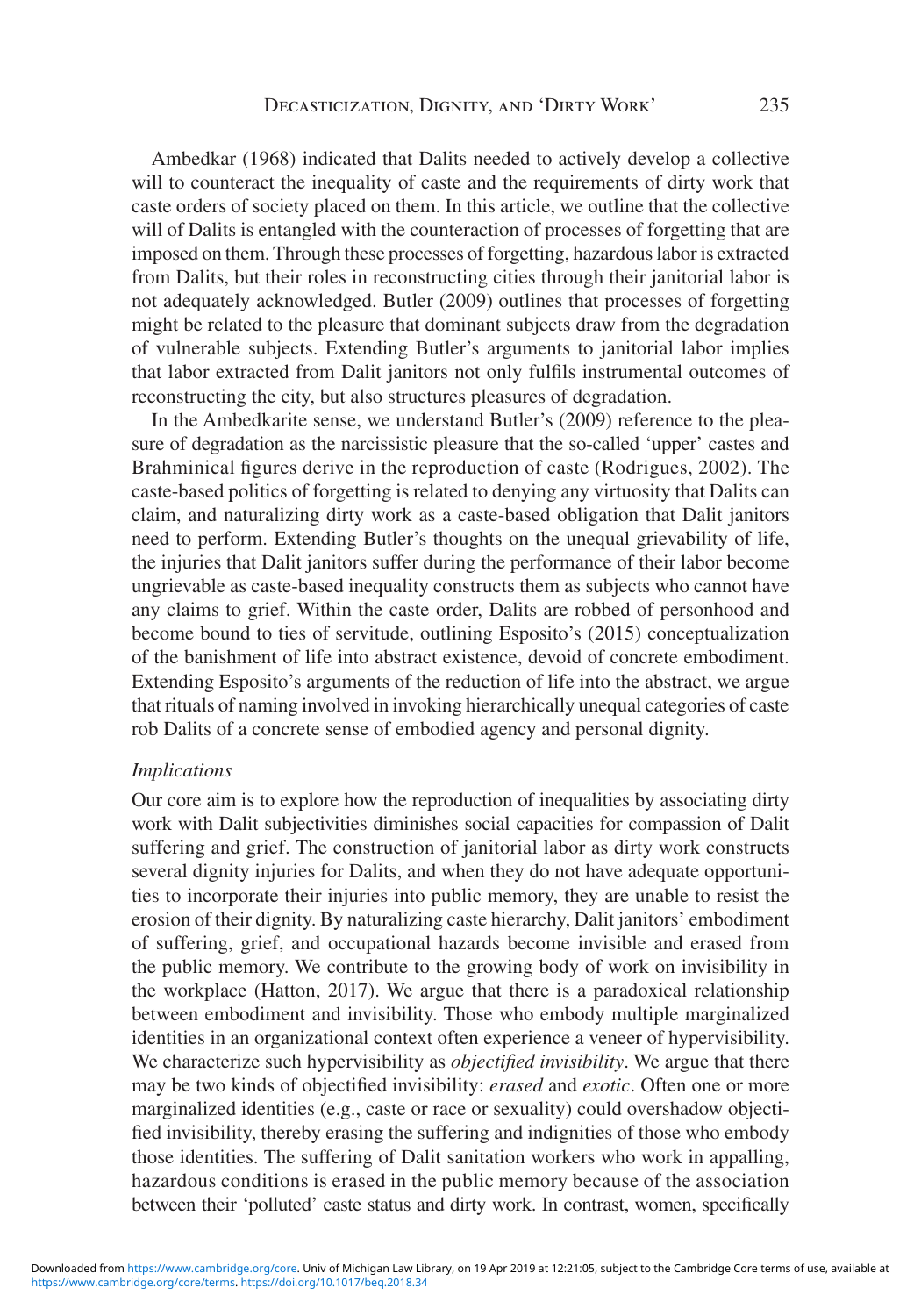Ambedkar (1968) indicated that Dalits needed to actively develop a collective will to counteract the inequality of caste and the requirements of dirty work that caste orders of society placed on them. In this article, we outline that the collective will of Dalits is entangled with the counteraction of processes of forgetting that are imposed on them. Through these processes of forgetting, hazardous labor is extracted from Dalits, but their roles in reconstructing cities through their janitorial labor is not adequately acknowledged. Butler (2009) outlines that processes of forgetting might be related to the pleasure that dominant subjects draw from the degradation of vulnerable subjects. Extending Butler's arguments to janitorial labor implies that labor extracted from Dalit janitors not only fulfils instrumental outcomes of reconstructing the city, but also structures pleasures of degradation.

In the Ambedkarite sense, we understand Butler's (2009) reference to the pleasure of degradation as the narcissistic pleasure that the so-called 'upper' castes and Brahminical figures derive in the reproduction of caste (Rodrigues, 2002). The caste-based politics of forgetting is related to denying any virtuosity that Dalits can claim, and naturalizing dirty work as a caste-based obligation that Dalit janitors need to perform. Extending Butler's thoughts on the unequal grievability of life, the injuries that Dalit janitors suffer during the performance of their labor become ungrievable as caste-based inequality constructs them as subjects who cannot have any claims to grief. Within the caste order, Dalits are robbed of personhood and become bound to ties of servitude, outlining Esposito's (2015) conceptualization of the banishment of life into abstract existence, devoid of concrete embodiment. Extending Esposito's arguments of the reduction of life into the abstract, we argue that rituals of naming involved in invoking hierarchically unequal categories of caste rob Dalits of a concrete sense of embodied agency and personal dignity.

*Implications*

Our core aim is to explore how the reproduction of inequalities by associating dirty work with Dalit subjectivities diminishes social capacities for compassion of Dalit suffering and grief. The construction of janitorial labor as dirty work constructs several dignity injuries for Dalits, and when they do not have adequate opportunities to incorporate their injuries into public memory, they are unable to resist the erosion of their dignity. By naturalizing caste hierarchy, Dalit janitors' embodiment of suffering, grief, and occupational hazards become invisible and erased from the public memory. We contribute to the growing body of work on invisibility in the workplace (Hatton, 2017). We argue that there is a paradoxical relationship between embodiment and invisibility. Those who embody multiple marginalized identities in an organizational context often experience a veneer of hypervisibility. We characterize such hypervisibility as *objectified invisibility*. We argue that there may be two kinds of objectified invisibility: *erased* and *exotic*. Often one or more marginalized identities (e.g., caste or race or sexuality) could overshadow objectified invisibility, thereby erasing the suffering and indignities of those who embody those identities. The suffering of Dalit sanitation workers who work in appalling, hazardous conditions is erased in the public memory because of the association between their 'polluted' caste status and dirty work. In contrast, women, specifically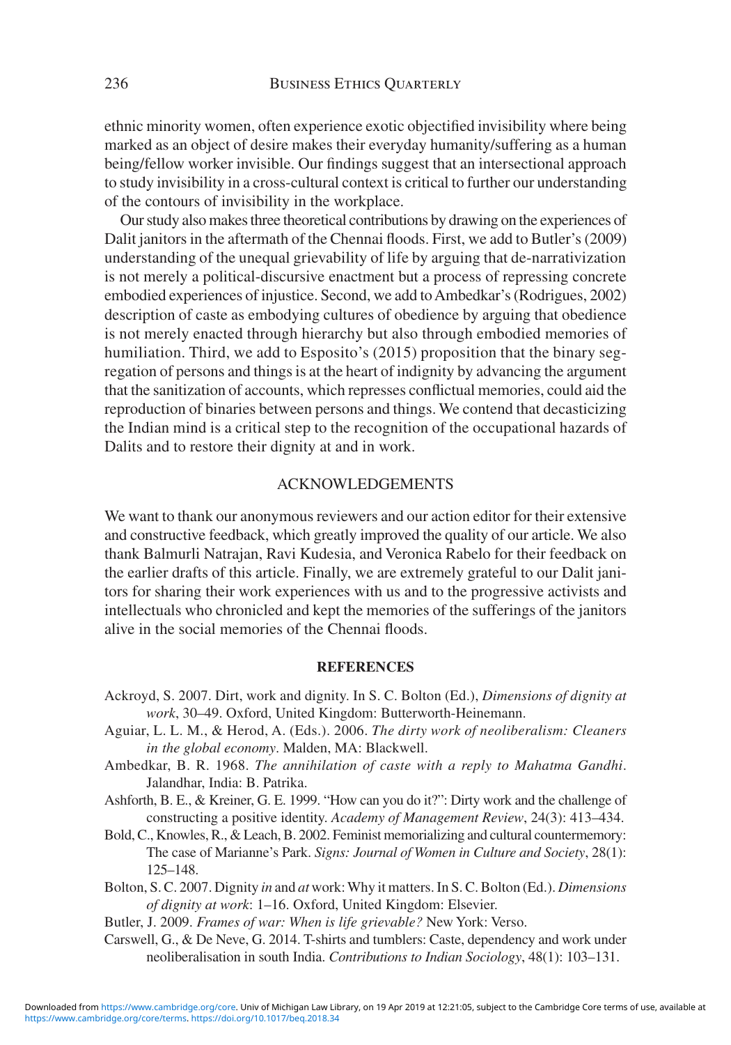ethnic minority women, often experience exotic objectified invisibility where being marked as an object of desire makes their everyday humanity/suffering as a human being/fellow worker invisible. Our findings suggest that an intersectional approach to study invisibility in a cross-cultural context is critical to further our understanding of the contours of invisibility in the workplace.

Our study also makes three theoretical contributions by drawing on the experiences of Dalit janitors in the aftermath of the Chennai floods. First, we add to Butler's (2009) understanding of the unequal grievability of life by arguing that de-narrativization is not merely a political-discursive enactment but a process of repressing concrete embodied experiences of injustice. Second, we add to Ambedkar's (Rodrigues, 2002) description of caste as embodying cultures of obedience by arguing that obedience is not merely enacted through hierarchy but also through embodied memories of humiliation. Third, we add to Esposito's (2015) proposition that the binary segregation of persons and things is at the heart of indignity by advancing the argument that the sanitization of accounts, which represses conflictual memories, could aid the reproduction of binaries between persons and things. We contend that decasticizing the Indian mind is a critical step to the recognition of the occupational hazards of Dalits and to restore their dignity at and in work.

## ACKNOWLEDGEMENTS

We want to thank our anonymous reviewers and our action editor for their extensive and constructive feedback, which greatly improved the quality of our article. We also thank Balmurli Natrajan, Ravi Kudesia, and Veronica Rabelo for their feedback on the earlier drafts of this article. Finally, we are extremely grateful to our Dalit janitors for sharing their work experiences with us and to the progressive activists and intellectuals who chronicled and kept the memories of the sufferings of the janitors alive in the social memories of the Chennai floods.

## REFERENCES

Ackroyd, S. 2007. Dirt, work and dignity. In S. C. Bolton (Ed.), *Dimensions of dignity at work*, 30–49. Oxford, United Kingdom: Butterworth-Heinemann.

Aguiar, L. L. M., & Herod, A. (Eds.). 2006. *The dirty work of neoliberalism: Cleaners in the global economy*. Malden, MA: Blackwell.

Ambedkar, B. R. 1968. *The annihilation of caste with a reply to Mahatma Gandhi*. Jalandhar, India: B. Patrika.

Ashforth, B. E., & Kreiner, G. E. 1999. "How can you do it?": Dirty work and the challenge of constructing a positive identity. *Academy of Management Review*, 24(3): 413–434.

Bold, C., Knowles, R., & Leach, B. 2002. Feminist memorializing and cultural countermemory: The case of Marianne's Park. *Signs: Journal of Women in Culture and Society*, 28(1): 125–148.

Bolton, S. C. 2007. Dignity *in* and *at* work: Why it matters. In S. C. Bolton (Ed.). *Dimensions of dignity at work*: 1–16. Oxford, United Kingdom: Elsevier.

Butler, J. 2009. *Frames of war: When is life grievable?* New York: Verso.

Carswell, G., & De Neve, G. 2014. T-shirts and tumblers: Caste, dependency and work under neoliberalisation in south India. *Contributions to Indian Sociology*, 48(1): 103–131.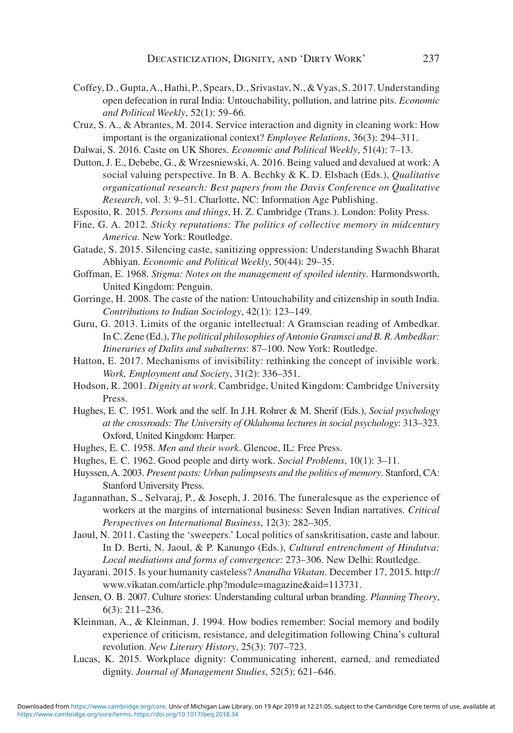Coffey, D., Gupta, A., Hathi, P., Spears, D., Srivastav, N., & Vyas, S. 2017. Understanding open defecation in rural India: Untouchability, pollution, and latrine pits. *Economic and Political Weekly*, 52(1): 59–66.

Cruz, S. A., & Abrantes, M. 2014. Service interaction and dignity in cleaning work: How important is the organizational context? *Employee Relations*, 36(3): 294–311.

Dalwai, S. 2016. Caste on UK Shores. *Economic and Political Weekly*, 51(4): 7–13.

Dutton, J. E., Debebe, G., & Wrzesniewski, A. 2016. Being valued and devalued at work: A social valuing perspective. In B. A. Bechky & K. D. Elsbach (Eds.), *Qualitative organizational research: Best papers from the Davis Conference on Qualitative Research*, vol. 3: 9–51. Charlotte, NC: Information Age Publishing.

Esposito, R. 2015. *Persons and things*, H. Z. Cambridge (Trans.). London: Polity Press.

Fine, G. A. 2012. *Sticky reputations: The politics of collective memory in midcentury America*. New York: Routledge.

Gatade, S. 2015. Silencing caste, sanitizing oppression: Understanding Swachh Bharat Abhiyan. *Economic and Political Weekly*, 50(44): 29–35.

Goffman, E. 1968. *Stigma: Notes on the management of spoiled identity*. Harmondsworth, United Kingdom: Penguin.

Gorringe, H. 2008. The caste of the nation: Untouchability and citizenship in south India. *Contributions to Indian Sociology*, 42(1): 123–149.

Guru, G. 2013. Limits of the organic intellectual: A Gramscian reading of Ambedkar. In C. Zene (Ed.), *The political philosophies of Antonio Gramsci and B. R. Ambedkar: Itineraries of Dalits and subalterns*: 87–100. New York: Routledge.

Hatton, E. 2017. Mechanisms of invisibility: rethinking the concept of invisible work. *Work, Employment and Society*, 31(2): 336–351.

Hodson, R. 2001. *Dignity at work*. Cambridge, United Kingdom: Cambridge University Press.

Hughes, E. C. 1951. Work and the self. In J.H. Rohrer & M. Sherif (Eds.), *Social psychology at the crossroads: The University of Oklahoma lectures in social psychology*: 313–323. Oxford, United Kingdom: Harper.

Hughes, E. C. 1958. *Men and their work*. Glencoe, IL: Free Press.

Hughes, E. C. 1962. Good people and dirty work. *Social Problems*, 10(1): 3–11.

Huyssen, A. 2003. *Present pasts: Urban palimpsests and the politics of memory*. Stanford, CA: Stanford University Press.

Jagannathan, S., Selvaraj, P., & Joseph, J. 2016. The funeralesque as the experience of workers at the margins of international business: Seven Indian narratives. *Critical Perspectives on International Business*, 12(3): 282–305.

Jaoul, N. 2011. Casting the 'sweepers.' Local politics of sanskritisation, caste and labour. In D. Berti, N. Jaoul, & P. Kanungo (Eds.), *Cultural entrenchment of Hindutva: Local mediations and forms of convergence*: 273–306. New Delhi: Routledge.

Jayarani. 2015. Is your humanity casteless? *Anandha Vikatan*. December 17, 2015. http://www.vikatan.com/article.php?module=magazine&aid=113731.

Jensen, O. B. 2007. Culture stories: Understanding cultural urban branding. *Planning Theory*, 6(3): 211–236.

Kleinman, A., & Kleinman, J. 1994. How bodies remember: Social memory and bodily experience of criticism, resistance, and delegitimation following China's cultural revolution. *New Literary History*, 25(3): 707–723.

Lucas, K. 2015. Workplace dignity: Communicating inherent, earned, and remediated dignity. *Journal of Management Studies*, 52(5): 621–646.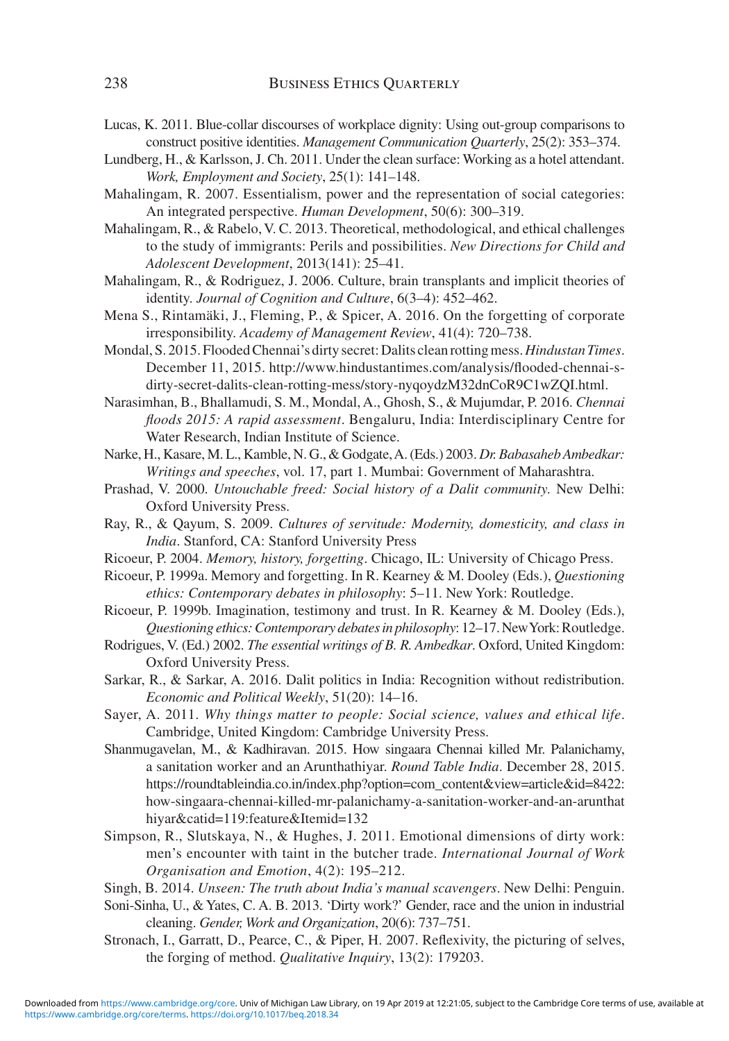Lucas, K. 2011. Blue-collar discourses of workplace dignity: Using out-group comparisons to construct positive identities. *Management Communication Quarterly*, 25(2): 353–374.

Lundberg, H., & Karlsson, J. Ch. 2011. Under the clean surface: Working as a hotel attendant. *Work, Employment and Society*, 25(1): 141–148.

Mahalingam, R. 2007. Essentialism, power and the representation of social categories: An integrated perspective. *Human Development*, 50(6): 300–319.

Mahalingam, R., & Rabelo, V. C. 2013. Theoretical, methodological, and ethical challenges to the study of immigrants: Perils and possibilities. *New Directions for Child and Adolescent Development*, 2013(141): 25–41.

Mahalingam, R., & Rodriguez, J. 2006. Culture, brain transplants and implicit theories of identity. *Journal of Cognition and Culture*, 6(3–4): 452–462.

Mena S., Rintamäki, J., Fleming, P., & Spicer, A. 2016. On the forgetting of corporate irresponsibility. *Academy of Management Review*, 41(4): 720–738.

Mondal, S. 2015. Flooded Chennai's dirty secret: Dalits clean rotting mess. *Hindustan Times*. December 11, 2015. http://www.hindustantimes.com/analysis/flooded-chennai-s-dirty-secret-dalits-clean-rotting-mess/story-nyqoydzM32dnCoR9C1wZQI.html.

Narasimhan, B., Bhallamudi, S. M., Mondal, A., Ghosh, S., & Mujumdar, P. 2016. *Chennai floods 2015: A rapid assessment*. Bengaluru, India: Interdisciplinary Centre for Water Research, Indian Institute of Science.

Narke, H., Kasare, M. L., Kamble, N. G., & Godgate, A. (Eds.) 2003. *Dr. Babasaheb Ambedkar: Writings and speeches*, vol. 17, part 1. Mumbai: Government of Maharashtra.

Prashad, V. 2000. *Untouchable freed: Social history of a Dalit community*. New Delhi: Oxford University Press.

Ray, R., & Qayum, S. 2009. *Cultures of servitude: Modernity, domesticity, and class in India*. Stanford, CA: Stanford University Press

Ricoeur, P. 2004. *Memory, history, forgetting*. Chicago, IL: University of Chicago Press.

Ricoeur, P. 1999a. Memory and forgetting. In R. Kearney & M. Dooley (Eds.), *Questioning ethics: Contemporary debates in philosophy*: 5–11. New York: Routledge.

Ricoeur, P. 1999b. Imagination, testimony and trust. In R. Kearney & M. Dooley (Eds.), *Questioning ethics: Contemporary debates in philosophy*: 12–17. New York: Routledge.

Rodrigues, V. (Ed.) 2002. *The essential writings of B. R. Ambedkar*. Oxford, United Kingdom: Oxford University Press.

Sarkar, R., & Sarkar, A. 2016. Dalit politics in India: Recognition without redistribution. *Economic and Political Weekly*, 51(20): 14–16.

Sayer, A. 2011. *Why things matter to people: Social science, values and ethical life*. Cambridge, United Kingdom: Cambridge University Press.

Shanmugavelan, M., & Kadhiravan. 2015. How singaara Chennai killed Mr. Palanichamy, a sanitation worker and an Arunthathiyar. *Round Table India*. December 28, 2015. https://roundtableindia.co.in/index.php?option=com_content&view=article&id=8422:how-singaara-chennai-killed-mr-palanichamy-a-sanitation-worker-and-an-arunthathiyar&catid=119:feature&Itemid=132

Simpson, R., Slutskaya, N., & Hughes, J. 2011. Emotional dimensions of dirty work: men's encounter with taint in the butcher trade. *International Journal of Work Organisation and Emotion*, 4(2): 195–212.

Singh, B. 2014. *Unseen: The truth about India's manual scavengers*. New Delhi: Penguin.

Soni-Sinha, U., & Yates, C. A. B. 2013. 'Dirty work?' Gender, race and the union in industrial cleaning. *Gender, Work and Organization*, 20(6): 737–751.

Stronach, I., Garratt, D., Pearce, C., & Piper, H. 2007. Reflexivity, the picturing of selves, the forging of method. *Qualitative Inquiry*, 13(2): 179203.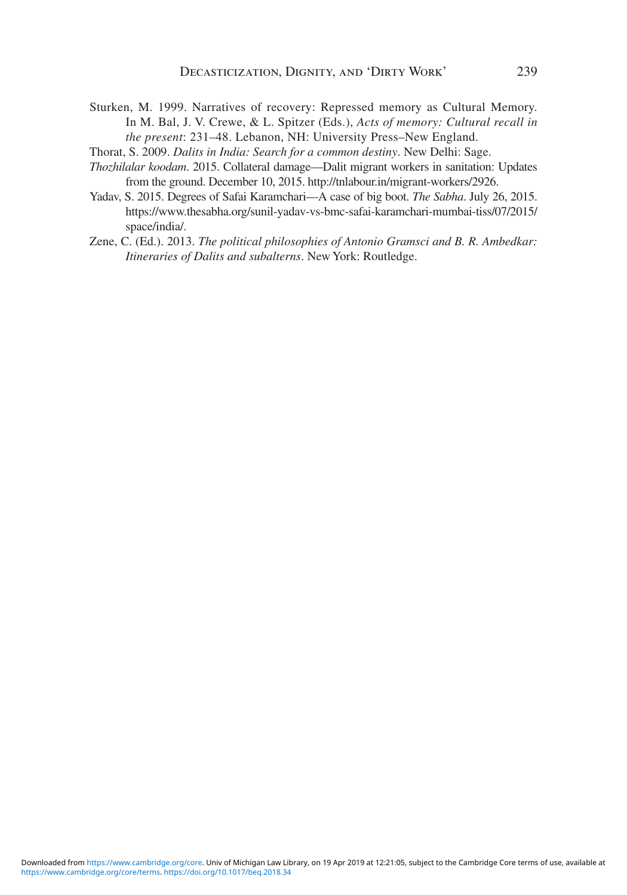Sturken, M. 1999. Narratives of recovery: Repressed memory as Cultural Memory. In M. Bal, J. V. Crewe, & L. Spitzer (Eds.), *Acts of memory: Cultural recall in the present*: 231–48. Lebanon, NH: University Press–New England.

Thorat, S. 2009. *Dalits in India: Search for a common destiny*. New Delhi: Sage.

*Thozhilalar koodam*. 2015. Collateral damage—Dalit migrant workers in sanitation: Updates from the ground. December 10, 2015. http://tnlabour.in/migrant-workers/2926.

Yadav, S. 2015. Degrees of Safai Karamchari—A case of big boot. *The Sabha*. July 26, 2015. https://www.thesabha.org/sunil-yadav-vs-bmc-safai-karamchari-mumbai-tiss/07/2015/space/india/.

Zene, C. (Ed.). 2013. *The political philosophies of Antonio Gramsci and B. R. Ambedkar: Itineraries of Dalits and subalterns*. New York: Routledge.